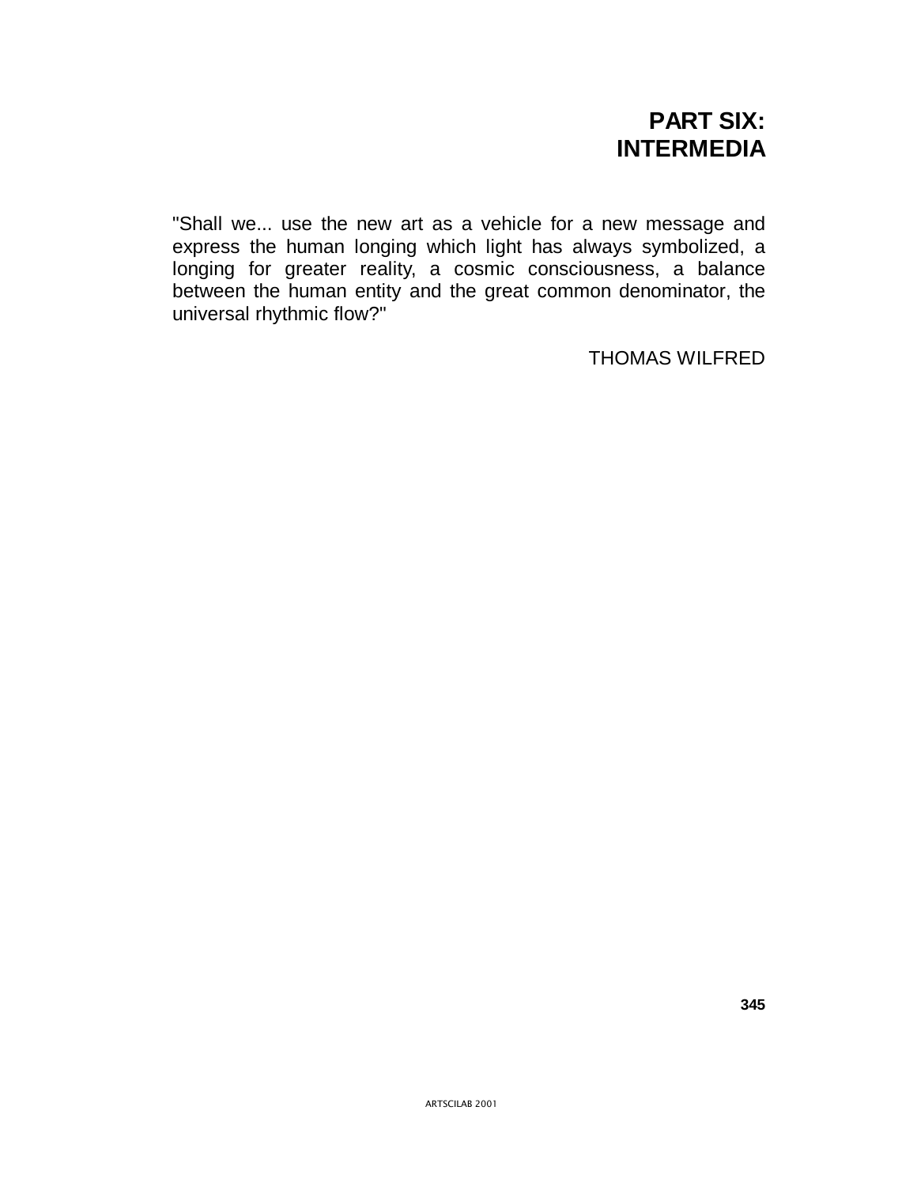# PART SIX: INTERMEDIA

"Shall we... use the new art as a vehicle for a new message and express the human longing which light has always symbolized, a longing for greater reality, a cosmic consciousness, a balance between the human entity and the great common denominator, the universal rhythmic flow?"

THOMAS WILFRED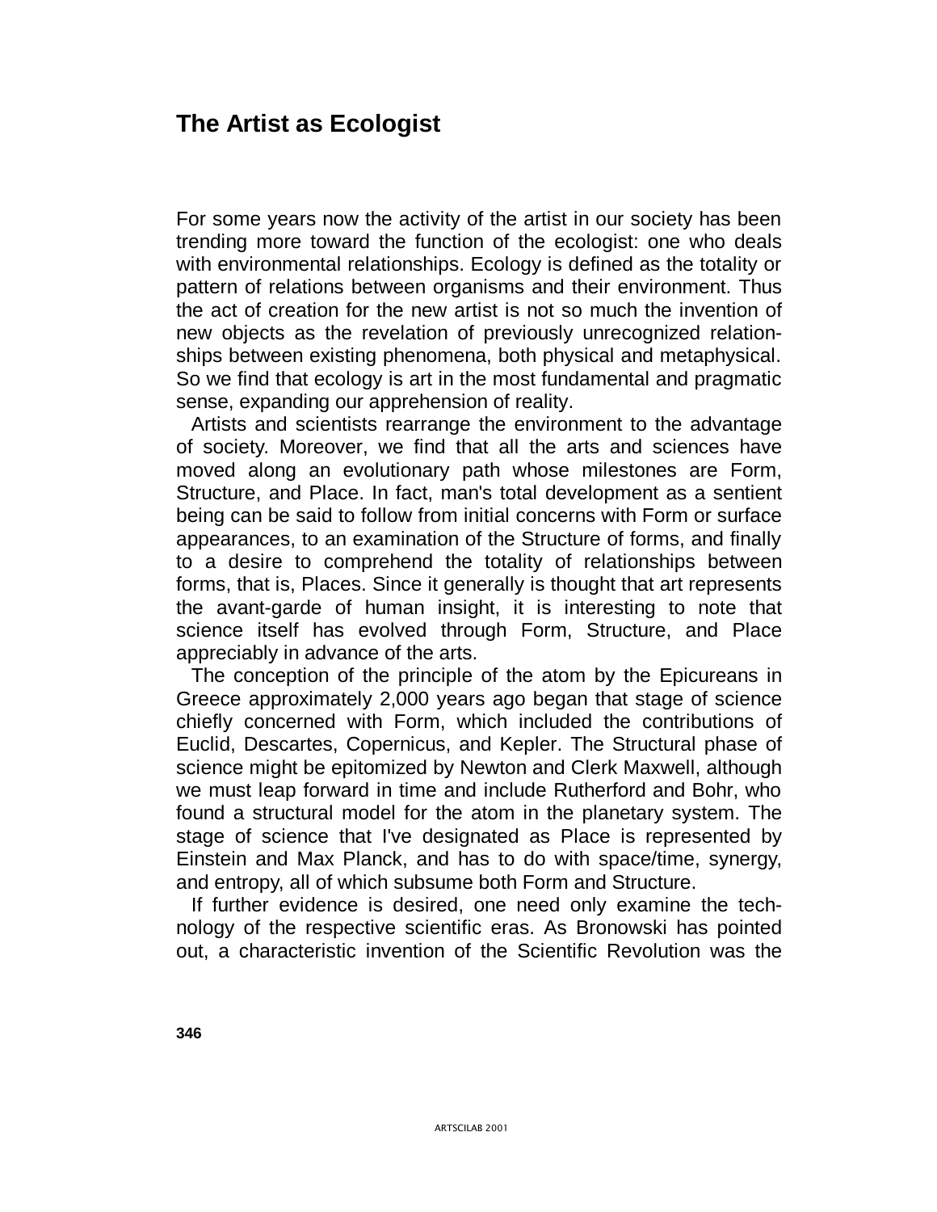# The Artist as Ecologist

For some years now the activity of the artist in our society has been trending more toward the function of the ecologist: one who deals with environmental relationships. Ecology is defined as the totality or pattern of relations between organisms and their environment. Thus the act of creation for the new artist is not so much the invention of new objects as the revelation of previously unrecognized relationships between existing phenomena, both physical and metaphysical. So we find that ecology is art in the most fundamental and pragmatic sense, expanding our apprehension of reality.

Artists and scientists rearrange the environment to the advantage of society. Moreover, we find that all the arts and sciences have moved along an evolutionary path whose milestones are Form, Structure, and Place. In fact, man's total development as a sentient being can be said to follow from initial concerns with Form or surface appearances, to an examination of the Structure of forms, and finally to a desire to comprehend the totality of relationships between forms, that is, Places. Since it generally is thought that art represents the avant-garde of human insight, it is interesting to note that science itself has evolved through Form, Structure, and Place appreciably in advance of the arts.

The conception of the principle of the atom by the Epicureans in Greece approximately 2,000 years ago began that stage of science chiefly concerned with Form, which included the contributions of Euclid, Descartes, Copernicus, and Kepler. The Structural phase of science might be epitomized by Newton and Clerk Maxwell, although we must leap forward in time and include Rutherford and Bohr, who found a structural model for the atom in the planetary system. The stage of science that I've designated as Place is represented by Einstein and Max Planck, and has to do with space/time, synergy, and entropy, all of which subsume both Form and Structure.

If further evidence is desired, one need only examine the technology of the respective scientific eras. As Bronowski has pointed out, a characteristic invention of the Scientific Revolution was the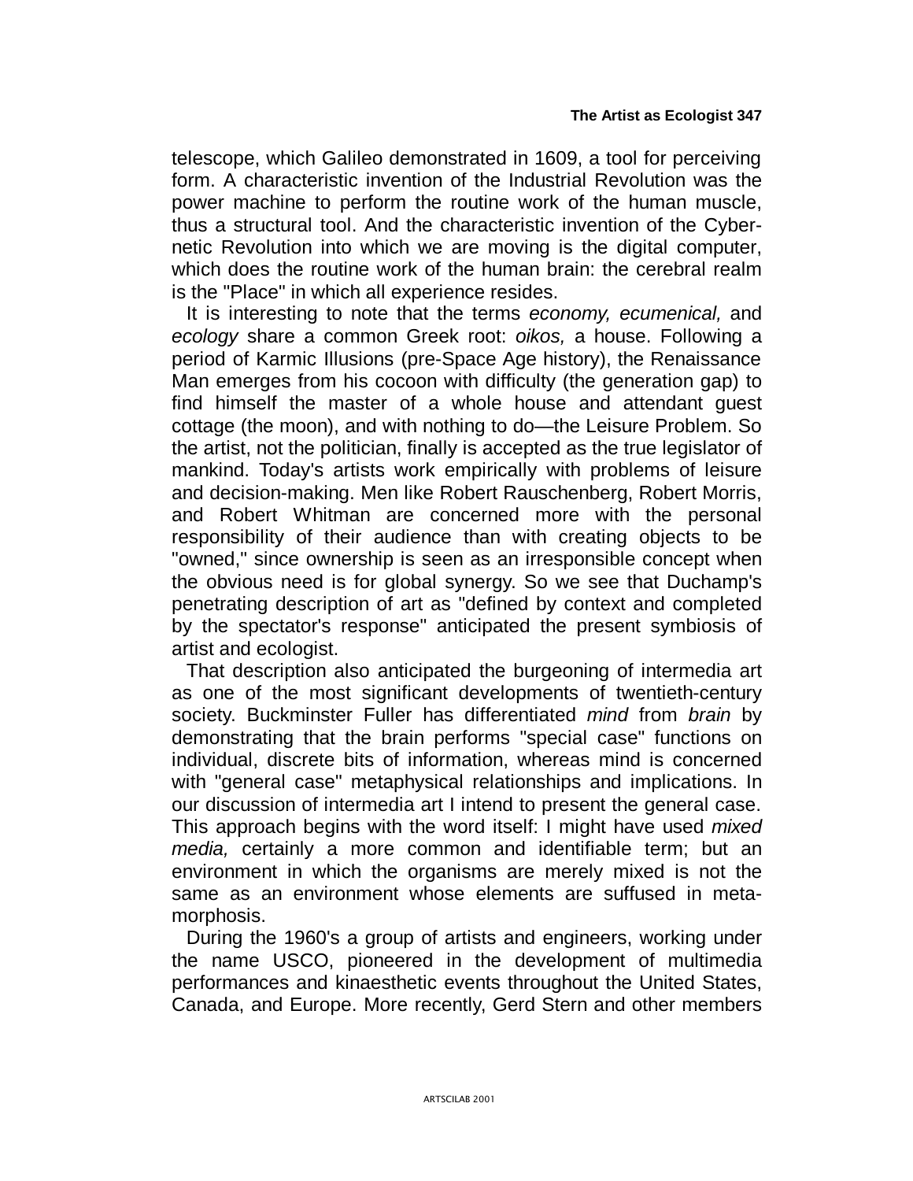telescope, which Galileo demonstrated in 1609, a tool for perceiving form. A characteristic invention of the Industrial Revolution was the power machine to perform the routine work of the human muscle, thus a structural tool. And the characteristic invention of the Cybernetic Revolution into which we are moving is the digital computer, which does the routine work of the human brain: the cerebral realm is the "Place" in which all experience resides.

It is interesting to note that the terms *economy, ecumenical,* and *ecology* share a common Greek root: *oikos,* a house. Following a period of Karmic Illusions (pre-Space Age history), the Renaissance Man emerges from his cocoon with difficulty (the generation gap) to find himself the master of a whole house and attendant guest cottage (the moon), and with nothing to do—the Leisure Problem. So the artist, not the politician, finally is accepted as the true legislator of mankind. Today's artists work empirically with problems of leisure and decision-making. Men like Robert Rauschenberg, Robert Morris, and Robert Whitman are concerned more with the personal responsibility of their audience than with creating objects to be "owned," since ownership is seen as an irresponsible concept when the obvious need is for global synergy. So we see that Duchamp's penetrating description of art as "defined by context and completed by the spectator's response" anticipated the present symbiosis of artist and ecologist.

That description also anticipated the burgeoning of intermedia art as one of the most significant developments of twentieth-century society. Buckminster Fuller has differentiated *mind* from *brain* by demonstrating that the brain performs "special case" functions on individual, discrete bits of information, whereas mind is concerned with "general case" metaphysical relationships and implications. In our discussion of intermedia art I intend to present the general case. This approach begins with the word itself: I might have used *mixed media,* certainly a more common and identifiable term; but an environment in which the organisms are merely mixed is not the same as an environment whose elements are suffused in metamorphosis.

During the 1960's a group of artists and engineers, working under the name USCO, pioneered in the development of multimedia performances and kinaesthetic events throughout the United States, Canada, and Europe. More recently, Gerd Stern and other members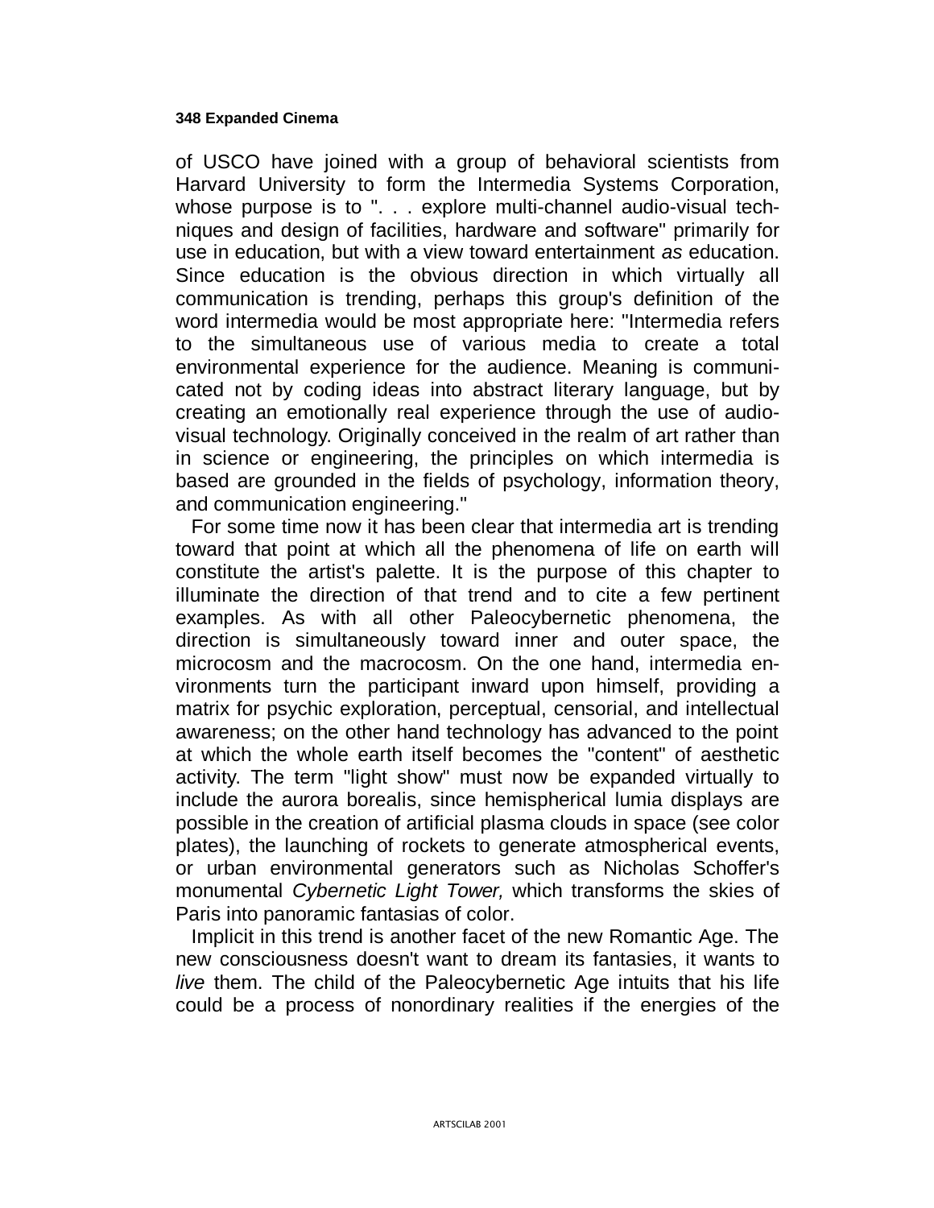of USCO have joined with a group of behavioral scientists from Harvard University to form the Intermedia Systems Corporation, whose purpose is to ". . . explore multi-channel audio-visual techniques and design of facilities, hardware and software" primarily for use in education, but with a view toward entertainment *as* education. Since education is the obvious direction in which virtually all communication is trending, perhaps this group's definition of the word intermedia would be most appropriate here: "Intermedia refers to the simultaneous use of various media to create a total environmental experience for the audience. Meaning is communicated not by coding ideas into abstract literary language, but by creating an emotionally real experience through the use of audio-visual technology. Originally conceived in the realm of art rather than in science or engineering, the principles on which intermedia is based are grounded in the fields of psychology, information theory, and communication engineering."

For some time now it has been clear that intermedia art is trending toward that point at which all the phenomena of life on earth will constitute the artist's palette. It is the purpose of this chapter to illuminate the direction of that trend and to cite a few pertinent examples. As with all other Paleocybernetic phenomena, the direction is simultaneously toward inner and outer space, the microcosm and the macrocosm. On the one hand, intermedia environments turn the participant inward upon himself, providing a matrix for psychic exploration, perceptual, censorial, and intellectual awareness; on the other hand technology has advanced to the point at which the whole earth itself becomes the "content" of aesthetic activity. The term "light show" must now be expanded virtually to include the aurora borealis, since hemispherical lumia displays are possible in the creation of artificial plasma clouds in space (see color plates), the launching of rockets to generate atmospherical events, or urban environmental generators such as Nicholas Schoffer's monumental *Cybernetic Light Tower,* which transforms the skies of Paris into panoramic fantasias of color.

Implicit in this trend is another facet of the new Romantic Age. The new consciousness doesn't want to dream its fantasies, it wants to *live* them. The child of the Paleocybernetic Age intuits that his life could be a process of nonordinary realities if the energies of the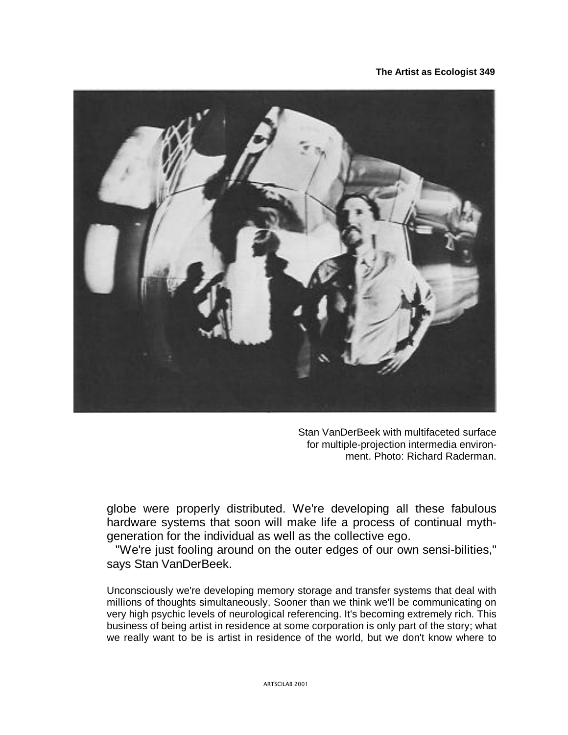Stan VanDerBeek with multifaceted surface for multiple-projection intermedia environment. Photo: Richard Raderman.

globe were properly distributed. We're developing all these fabulous hardware systems that soon will make life a process of continual myth-generation for the individual as well as the collective ego.

"We're just fooling around on the outer edges of our own sensi-bilities," says Stan VanDerBeek.

Unconsciously we're developing memory storage and transfer systems that deal with millions of thoughts simultaneously. Sooner than we think we'll be communicating on very high psychic levels of neurological referencing. It's becoming extremely rich. This business of being artist in residence at some corporation is only part of the story; what we really want to be is artist in residence of the world, but we don't know where to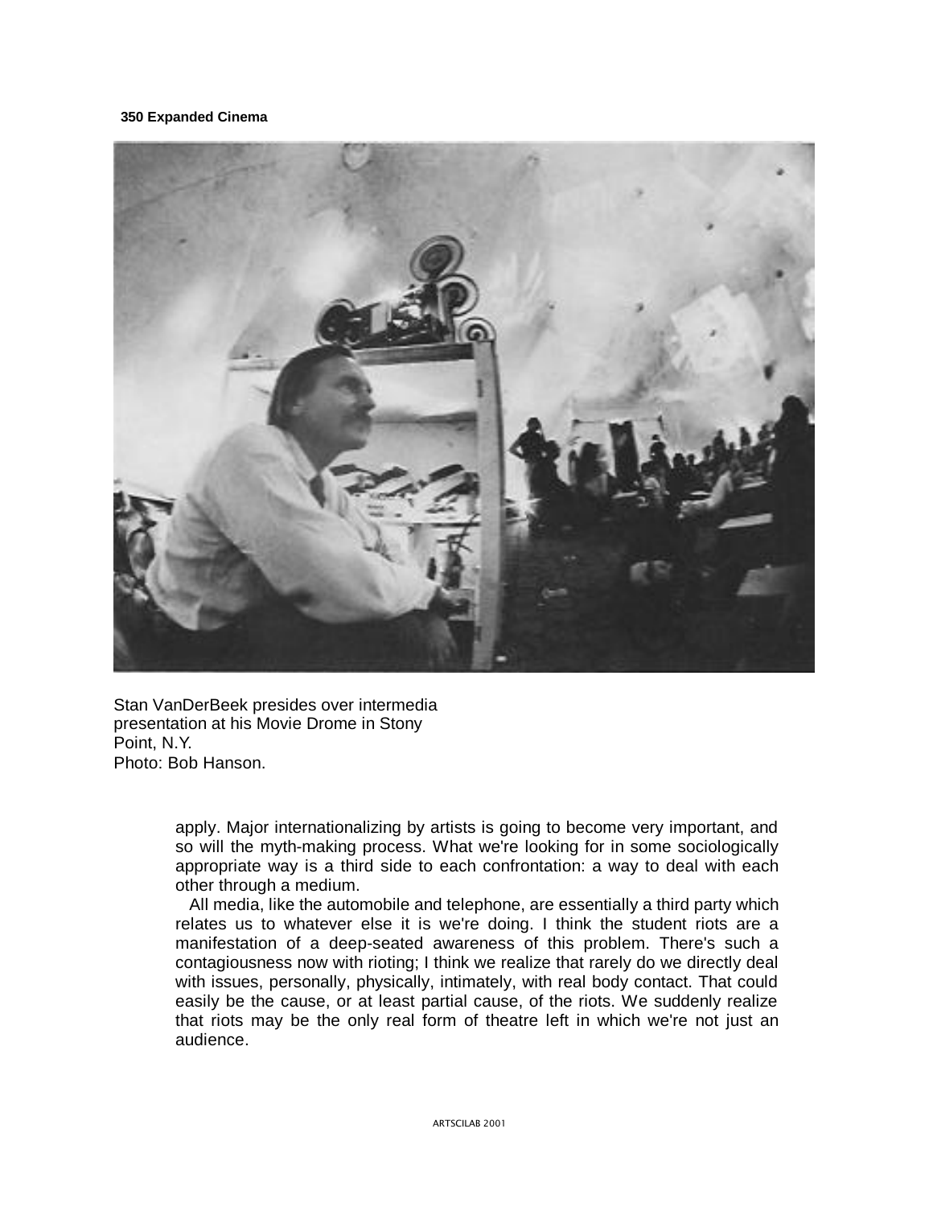Stan VanDerBeek presides over intermedia presentation at his Movie Drome in Stony Point, N.Y.
Photo: Bob Hanson.

apply. Major internationalizing by artists is going to become very important, and so will the myth-making process. What we're looking for in some sociologically appropriate way is a third side to each confrontation: a way to deal with each other through a medium.

All media, like the automobile and telephone, are essentially a third party which relates us to whatever else it is we're doing. I think the student riots are a manifestation of a deep-seated awareness of this problem. There's such a contagiousness now with rioting; I think we realize that rarely do we directly deal with issues, personally, physically, intimately, with real body contact. That could easily be the cause, or at least partial cause, of the riots. We suddenly realize that riots may be the only real form of theatre left in which we're not just an audience.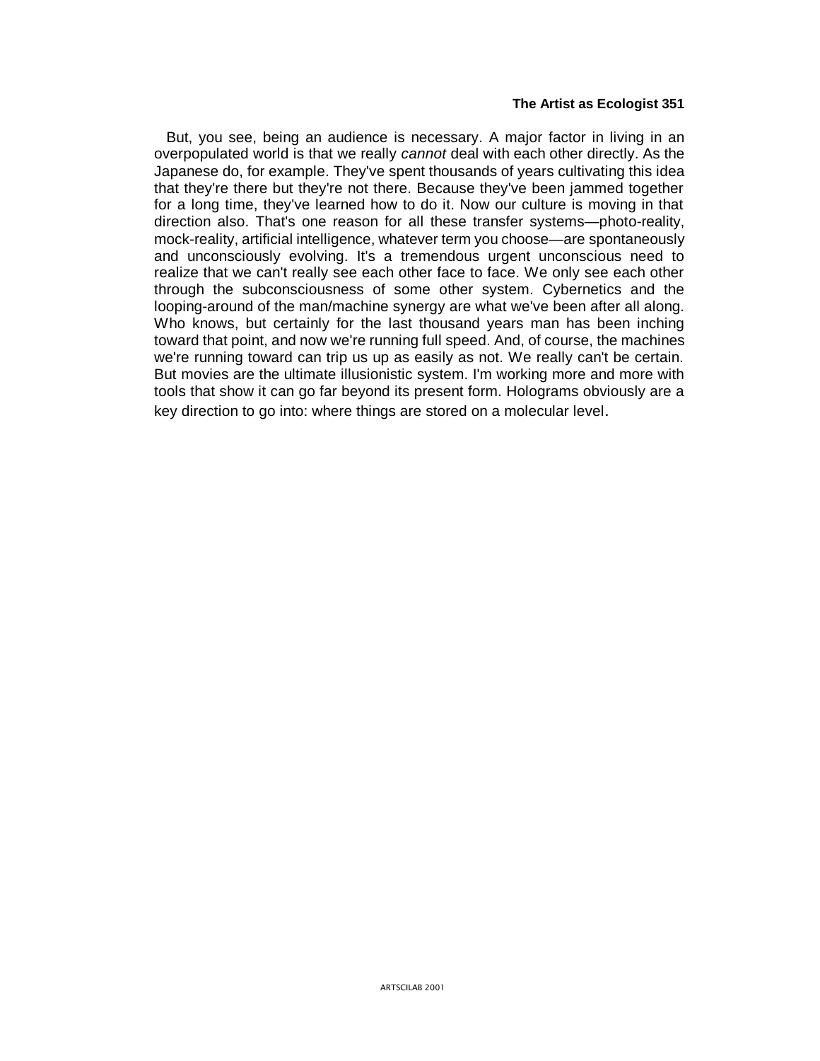But, you see, being an audience is necessary. A major factor in living in an overpopulated world is that we really *cannot* deal with each other directly. As the Japanese do, for example. They've spent thousands of years cultivating this idea that they're there but they're not there. Because they've been jammed together for a long time, they've learned how to do it. Now our culture is moving in that direction also. That's one reason for all these transfer systems—photo-reality, mock-reality, artificial intelligence, whatever term you choose—are spontaneously and unconsciously evolving. It's a tremendous urgent unconscious need to realize that we can't really see each other face to face. We only see each other through the subconsciousness of some other system. Cybernetics and the looping-around of the man/machine synergy are what we've been after all along. Who knows, but certainly for the last thousand years man has been inching toward that point, and now we're running full speed. And, of course, the machines we're running toward can trip us up as easily as not. We really can't be certain. But movies are the ultimate illusionistic system. I'm working more and more with tools that show it can go far beyond its present form. Holograms obviously are a key direction to go into: where things are stored on a molecular level.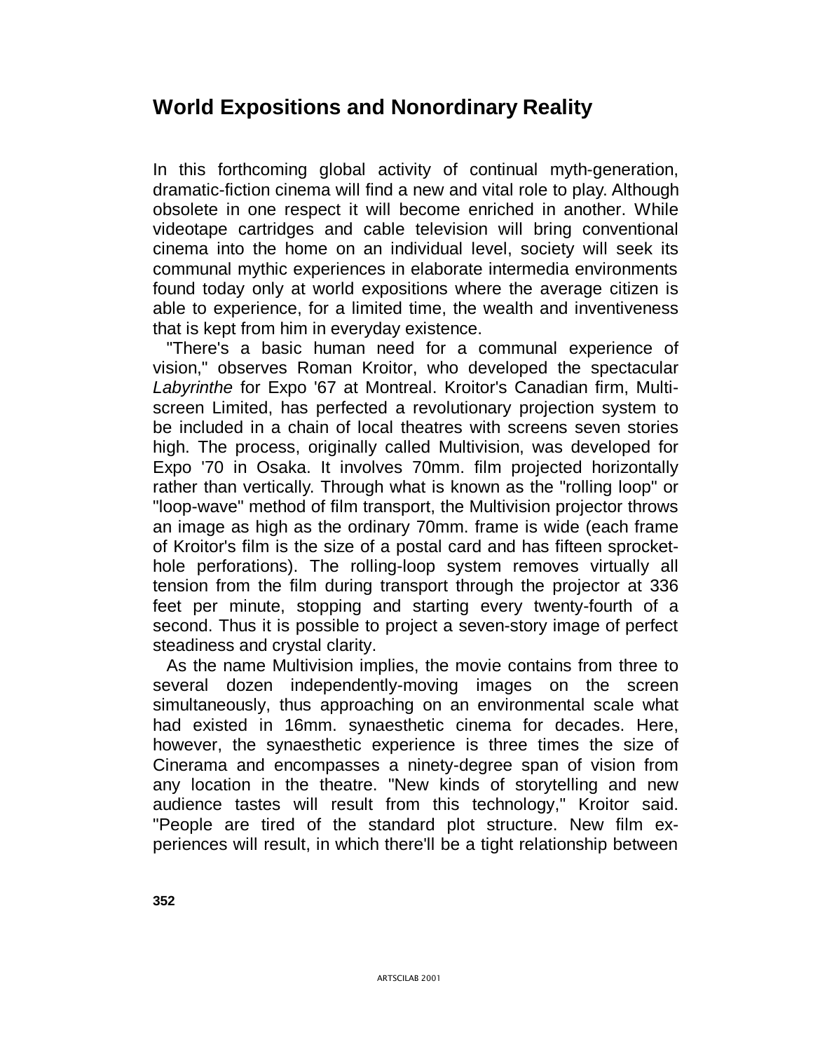## World Expositions and Nonordinary Reality

In this forthcoming global activity of continual myth-generation, dramatic-fiction cinema will find a new and vital role to play. Although obsolete in one respect it will become enriched in another. While videotape cartridges and cable television will bring conventional cinema into the home on an individual level, society will seek its communal mythic experiences in elaborate intermedia environments found today only at world expositions where the average citizen is able to experience, for a limited time, the wealth and inventiveness that is kept from him in everyday existence.

"There's a basic human need for a communal experience of vision," observes Roman Kroitor, who developed the spectacular *Labyrinthe* for Expo '67 at Montreal. Kroitor's Canadian firm, Multi-screen Limited, has perfected a revolutionary projection system to be included in a chain of local theatres with screens seven stories high. The process, originally called Multivision, was developed for Expo '70 in Osaka. It involves 70mm. film projected horizontally rather than vertically. Through what is known as the "rolling loop" or "loop-wave" method of film transport, the Multivision projector throws an image as high as the ordinary 70mm. frame is wide (each frame of Kroitor's film is the size of a postal card and has fifteen sprocket-hole perforations). The rolling-loop system removes virtually all tension from the film during transport through the projector at 336 feet per minute, stopping and starting every twenty-fourth of a second. Thus it is possible to project a seven-story image of perfect steadiness and crystal clarity.

As the name Multivision implies, the movie contains from three to several dozen independently-moving images on the screen simultaneously, thus approaching on an environmental scale what had existed in 16mm. synaesthetic cinema for decades. Here, however, the synaesthetic experience is three times the size of Cinerama and encompasses a ninety-degree span of vision from any location in the theatre. "New kinds of storytelling and new audience tastes will result from this technology," Kroitor said. "People are tired of the standard plot structure. New film experiences will result, in which there'll be a tight relationship between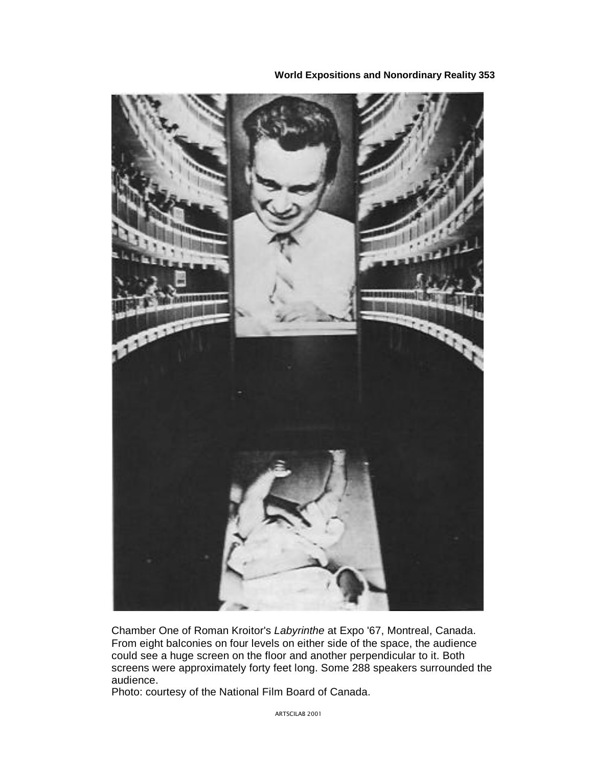Chamber One of Roman Kroitor's *Labyrinthe* at Expo '67, Montreal, Canada. From eight balconies on four levels on either side of the space, the audience could see a huge screen on the floor and another perpendicular to it. Both screens were approximately forty feet long. Some 288 speakers surrounded the audience.
Photo: courtesy of the National Film Board of Canada.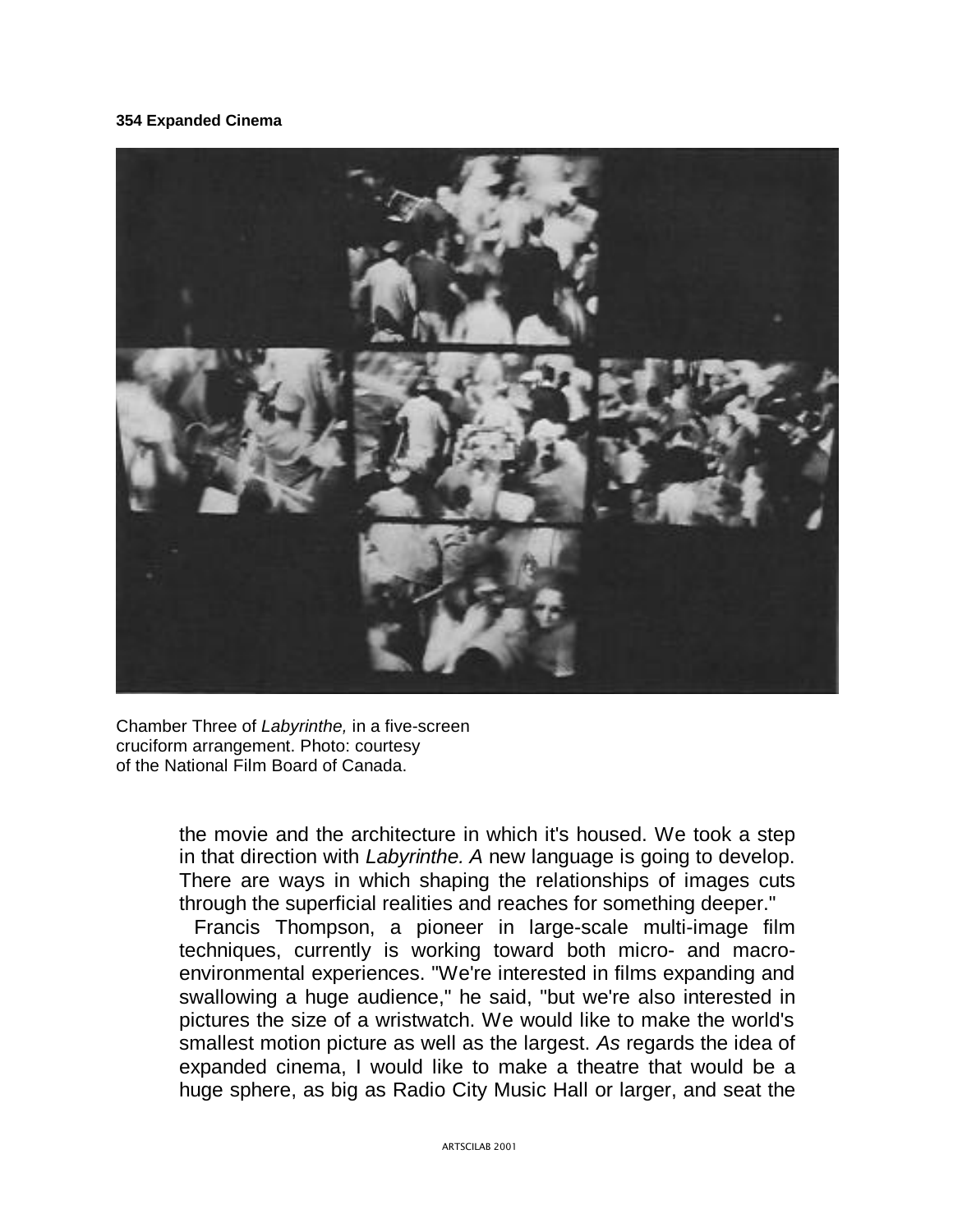Chamber Three of *Labyrinthe,* in a five-screen cruciform arrangement. Photo: courtesy of the National Film Board of Canada.

the movie and the architecture in which it's housed. We took a step in that direction with *Labyrinthe. A* new language is going to develop. There are ways in which shaping the relationships of images cuts through the superficial realities and reaches for something deeper."

Francis Thompson, a pioneer in large-scale multi-image film techniques, currently is working toward both micro- and macro-environmental experiences. "We're interested in films expanding and swallowing a huge audience," he said, "but we're also interested in pictures the size of a wristwatch. We would like to make the world's smallest motion picture as well as the largest. *As* regards the idea of expanded cinema, I would like to make a theatre that would be a huge sphere, as big as Radio City Music Hall or larger, and seat the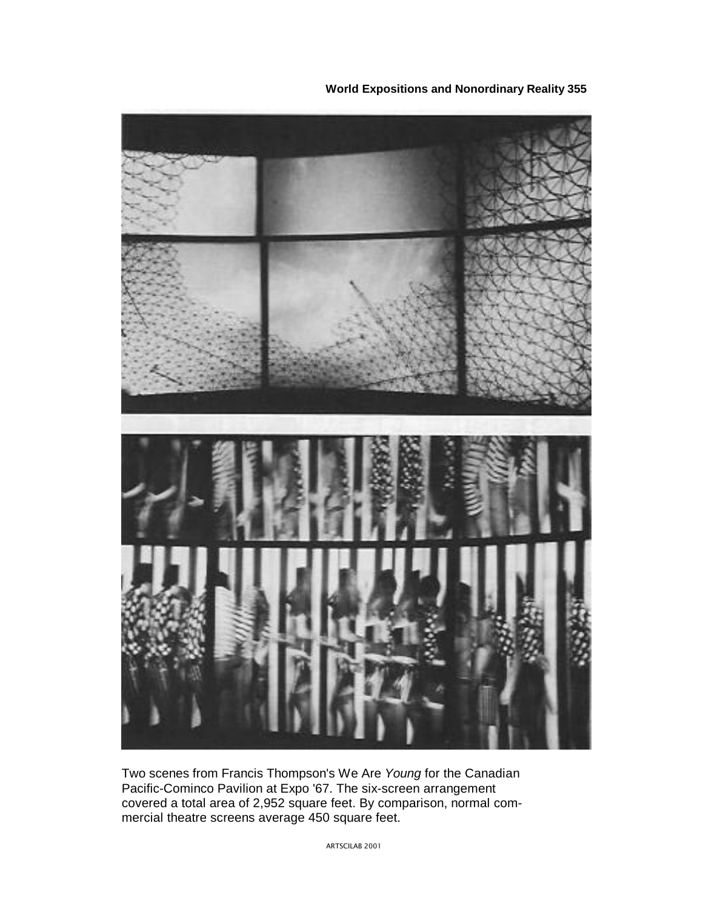Two scenes from Francis Thompson's We Are *Young* for the Canadian Pacific-Cominco Pavilion at Expo '67. The six-screen arrangement covered a total area of 2,952 square feet. By comparison, normal commercial theatre screens average 450 square feet.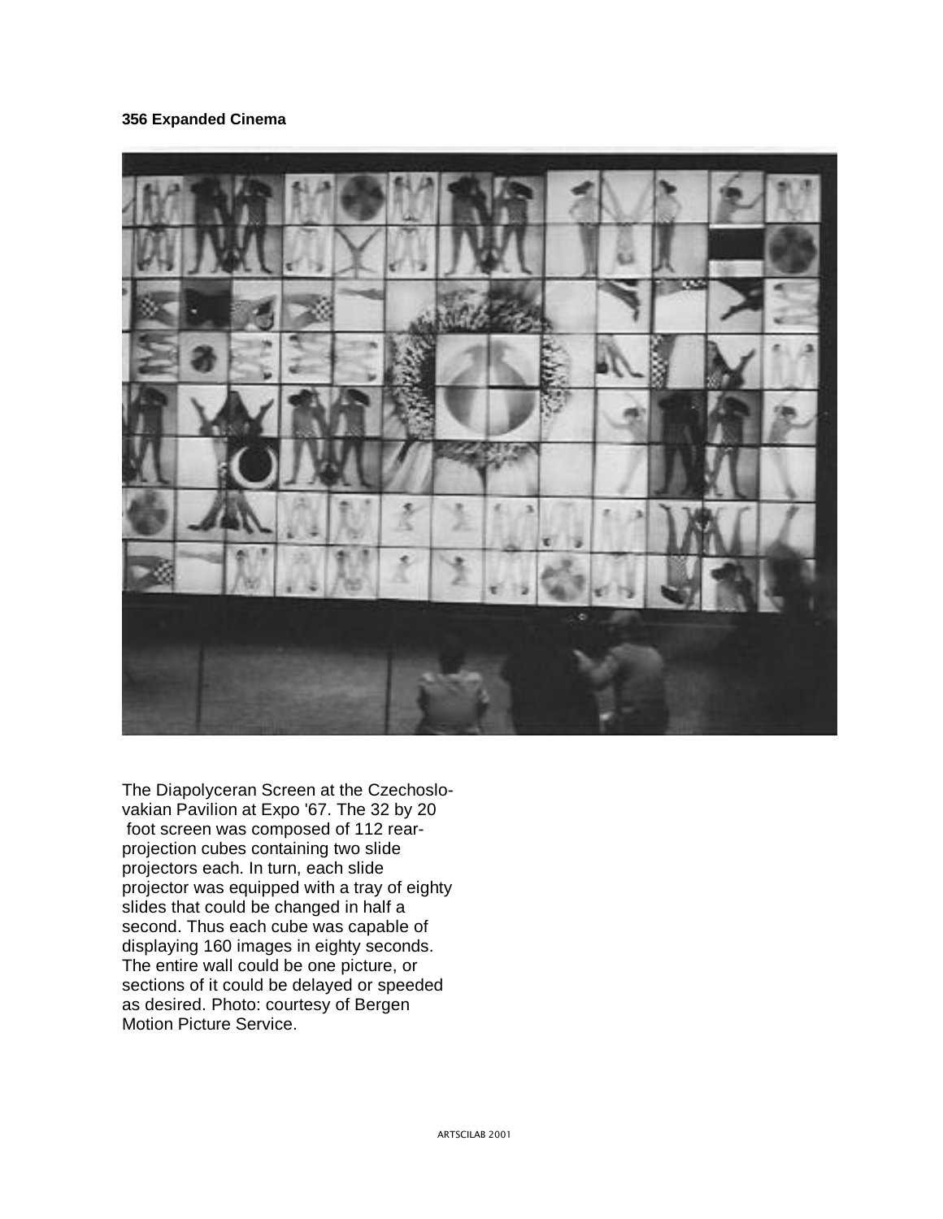The Diapolyceran Screen at the Czechoslovakian Pavilion at Expo '67. The 32 by 20 foot screen was composed of 112 rear-projection cubes containing two slide projectors each. In turn, each slide projector was equipped with a tray of eighty slides that could be changed in half a second. Thus each cube was capable of displaying 160 images in eighty seconds. The entire wall could be one picture, or sections of it could be delayed or speeded as desired. Photo: courtesy of Bergen Motion Picture Service.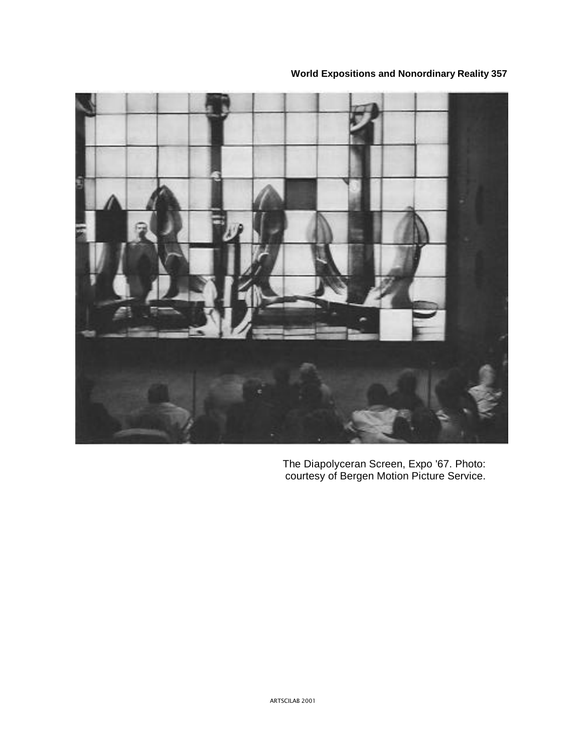The Diapolyceran Screen, Expo '67. Photo: courtesy of Bergen Motion Picture Service.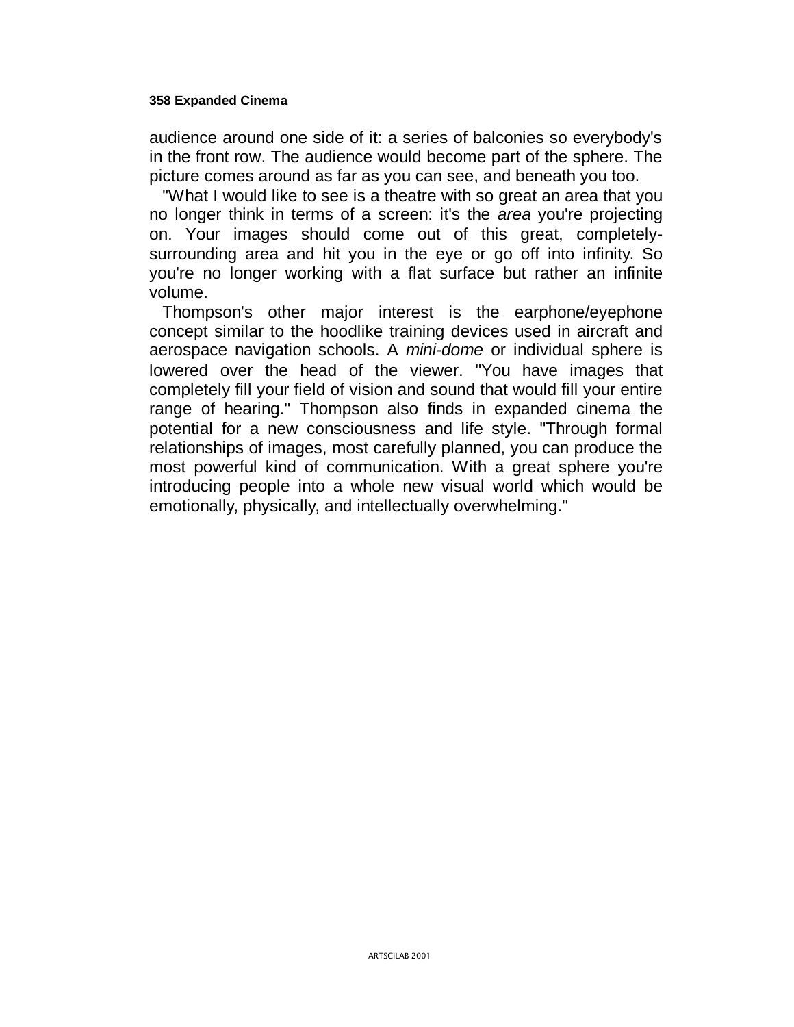audience around one side of it: a series of balconies so everybody's in the front row. The audience would become part of the sphere. The picture comes around as far as you can see, and beneath you too.

"What I would like to see is a theatre with so great an area that you no longer think in terms of a screen: it's the *area* you're projecting on. Your images should come out of this great, completely-surrounding area and hit you in the eye or go off into infinity. So you're no longer working with a flat surface but rather an infinite volume.

Thompson's other major interest is the earphone/eyephone concept similar to the hoodlike training devices used in aircraft and aerospace navigation schools. A *mini-dome* or individual sphere is lowered over the head of the viewer. "You have images that completely fill your field of vision and sound that would fill your entire range of hearing." Thompson also finds in expanded cinema the potential for a new consciousness and life style. "Through formal relationships of images, most carefully planned, you can produce the most powerful kind of communication. With a great sphere you're introducing people into a whole new visual world which would be emotionally, physically, and intellectually overwhelming."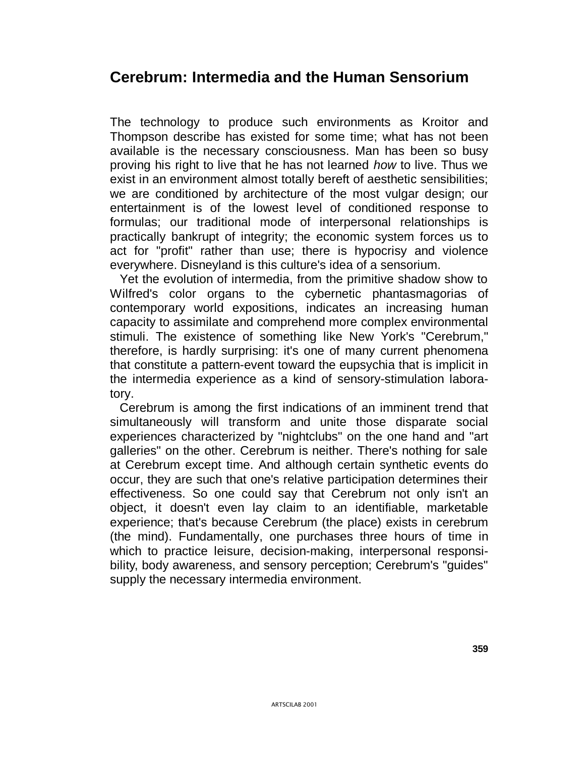## Cerebrum: Intermedia and the Human Sensorium

The technology to produce such environments as Kroitor and Thompson describe has existed for some time; what has not been available is the necessary consciousness. Man has been so busy proving his right to live that he has not learned *how* to live. Thus we exist in an environment almost totally bereft of aesthetic sensibilities; we are conditioned by architecture of the most vulgar design; our entertainment is of the lowest level of conditioned response to formulas; our traditional mode of interpersonal relationships is practically bankrupt of integrity; the economic system forces us to act for "profit" rather than use; there is hypocrisy and violence everywhere. Disneyland is this culture's idea of a sensorium.

Yet the evolution of intermedia, from the primitive shadow show to Wilfred's color organs to the cybernetic phantasmagorias of contemporary world expositions, indicates an increasing human capacity to assimilate and comprehend more complex environmental stimuli. The existence of something like New York's "Cerebrum," therefore, is hardly surprising: it's one of many current phenomena that constitute a pattern-event toward the eupsychia that is implicit in the intermedia experience as a kind of sensory-stimulation laboratory.

Cerebrum is among the first indications of an imminent trend that simultaneously will transform and unite those disparate social experiences characterized by "nightclubs" on the one hand and "art galleries" on the other. Cerebrum is neither. There's nothing for sale at Cerebrum except time. And although certain synthetic events do occur, they are such that one's relative participation determines their effectiveness. So one could say that Cerebrum not only isn't an object, it doesn't even lay claim to an identifiable, marketable experience; that's because Cerebrum (the place) exists in cerebrum (the mind). Fundamentally, one purchases three hours of time in which to practice leisure, decision-making, interpersonal responsibility, body awareness, and sensory perception; Cerebrum's "guides" supply the necessary intermedia environment.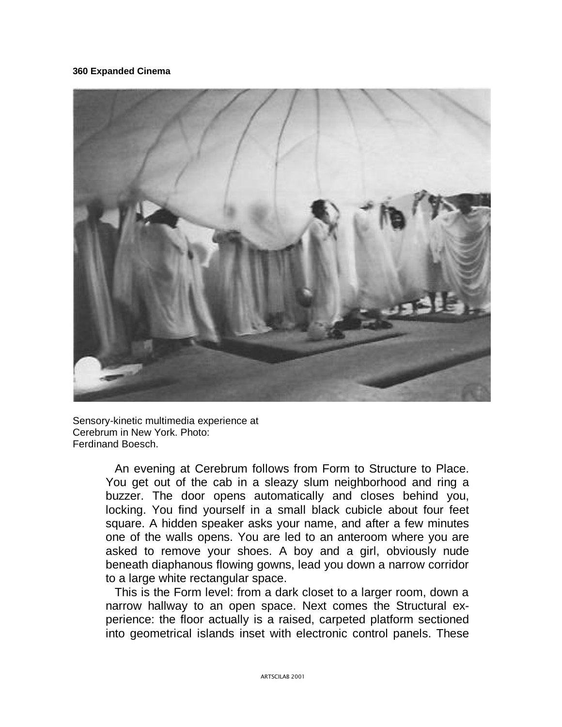Sensory-kinetic multimedia experience at Cerebrum in New York. Photo: Ferdinand Boesch.

An evening at Cerebrum follows from Form to Structure to Place. You get out of the cab in a sleazy slum neighborhood and ring a buzzer. The door opens automatically and closes behind you, locking. You find yourself in a small black cubicle about four feet square. A hidden speaker asks your name, and after a few minutes one of the walls opens. You are led to an anteroom where you are asked to remove your shoes. A boy and a girl, obviously nude beneath diaphanous flowing gowns, lead you down a narrow corridor to a large white rectangular space.

This is the Form level: from a dark closet to a larger room, down a narrow hallway to an open space. Next comes the Structural experience: the floor actually is a raised, carpeted platform sectioned into geometrical islands inset with electronic control panels. These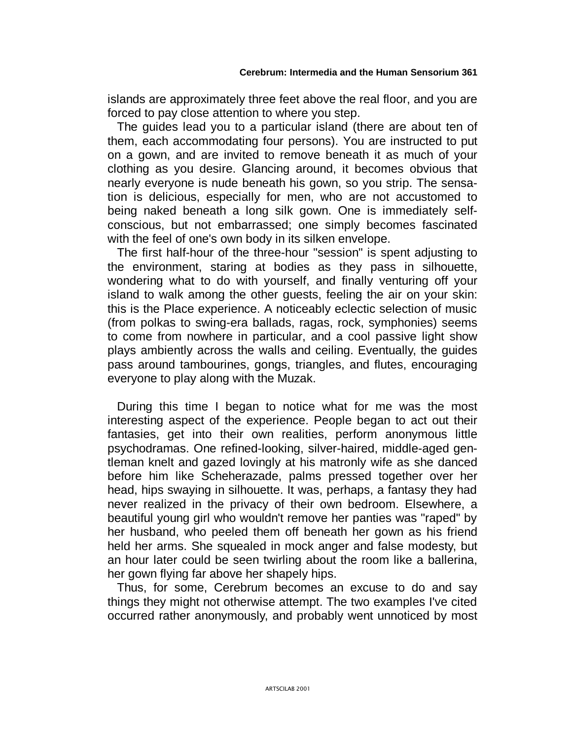islands are approximately three feet above the real floor, and you are forced to pay close attention to where you step.

The guides lead you to a particular island (there are about ten of them, each accommodating four persons). You are instructed to put on a gown, and are invited to remove beneath it as much of your clothing as you desire. Glancing around, it becomes obvious that nearly everyone is nude beneath his gown, so you strip. The sensation is delicious, especially for men, who are not accustomed to being naked beneath a long silk gown. One is immediately self-conscious, but not embarrassed; one simply becomes fascinated with the feel of one's own body in its silken envelope.

The first half-hour of the three-hour "session" is spent adjusting to the environment, staring at bodies as they pass in silhouette, wondering what to do with yourself, and finally venturing off your island to walk among the other guests, feeling the air on your skin: this is the Place experience. A noticeably eclectic selection of music (from polkas to swing-era ballads, ragas, rock, symphonies) seems to come from nowhere in particular, and a cool passive light show plays ambiently across the walls and ceiling. Eventually, the guides pass around tambourines, gongs, triangles, and flutes, encouraging everyone to play along with the Muzak.

During this time I began to notice what for me was the most interesting aspect of the experience. People began to act out their fantasies, get into their own realities, perform anonymous little psychodramas. One refined-looking, silver-haired, middle-aged gentleman knelt and gazed lovingly at his matronly wife as she danced before him like Scheherazade, palms pressed together over her head, hips swaying in silhouette. It was, perhaps, a fantasy they had never realized in the privacy of their own bedroom. Elsewhere, a beautiful young girl who wouldn't remove her panties was "raped" by her husband, who peeled them off beneath her gown as his friend held her arms. She squealed in mock anger and false modesty, but an hour later could be seen twirling about the room like a ballerina, her gown flying far above her shapely hips.

Thus, for some, Cerebrum becomes an excuse to do and say things they might not otherwise attempt. The two examples I've cited occurred rather anonymously, and probably went unnoticed by most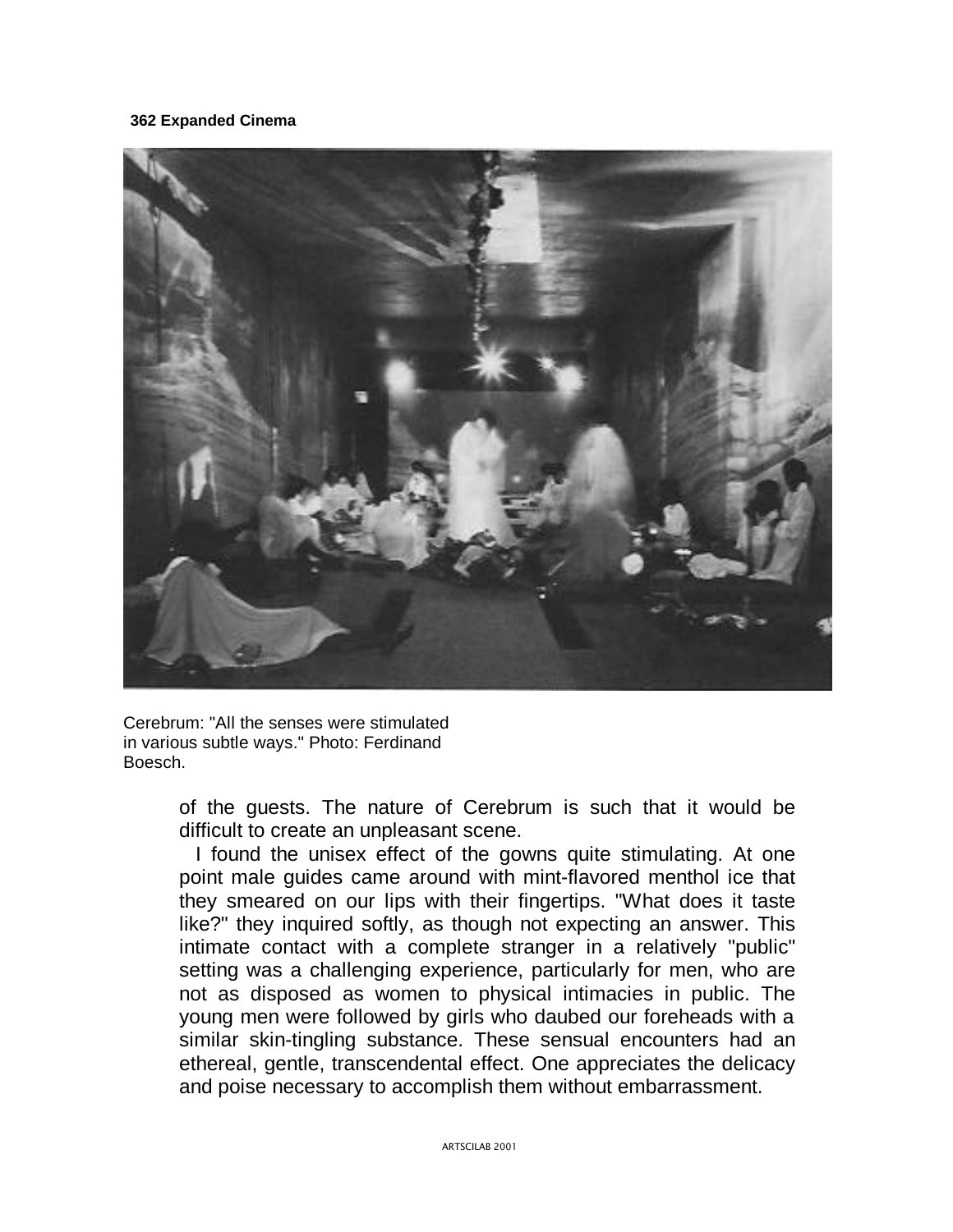Cerebrum: "All the senses were stimulated in various subtle ways." Photo: Ferdinand Boesch.

of the guests. The nature of Cerebrum is such that it would be difficult to create an unpleasant scene.

I found the unisex effect of the gowns quite stimulating. At one point male guides came around with mint-flavored menthol ice that they smeared on our lips with their fingertips. "What does it taste like?" they inquired softly, as though not expecting an answer. This intimate contact with a complete stranger in a relatively "public" setting was a challenging experience, particularly for men, who are not as disposed as women to physical intimacies in public. The young men were followed by girls who daubed our foreheads with a similar skin-tingling substance. These sensual encounters had an ethereal, gentle, transcendental effect. One appreciates the delicacy and poise necessary to accomplish them without embarrassment.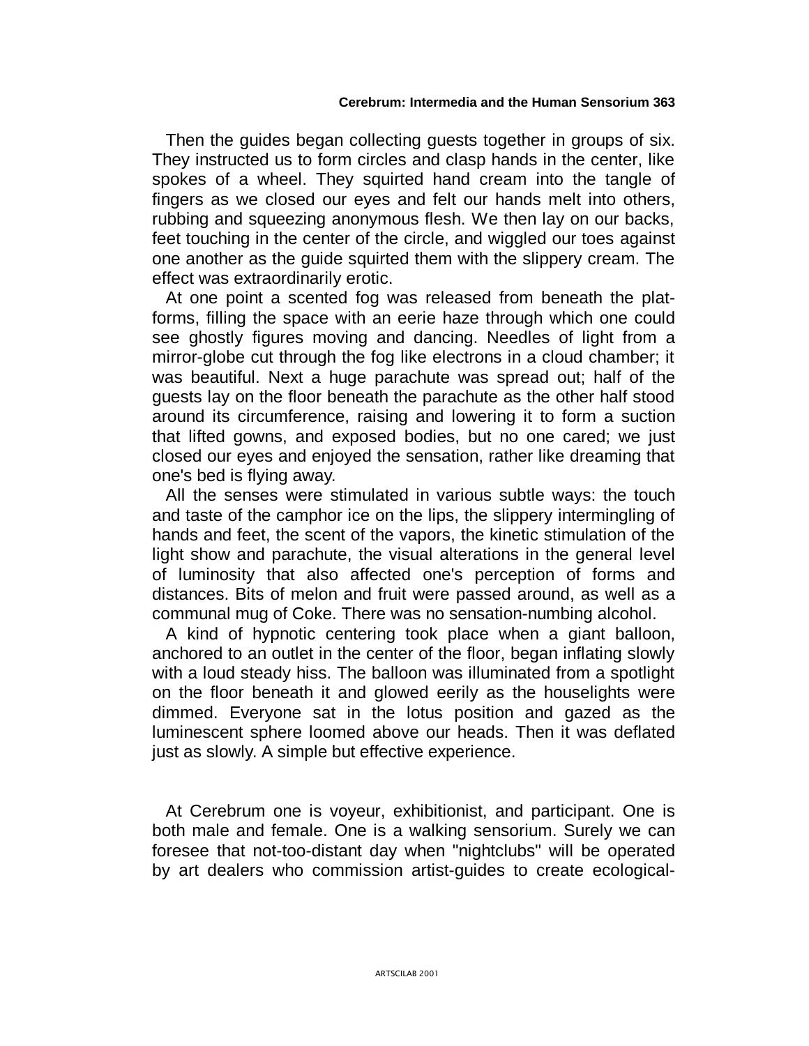Then the guides began collecting guests together in groups of six. They instructed us to form circles and clasp hands in the center, like spokes of a wheel. They squirted hand cream into the tangle of fingers as we closed our eyes and felt our hands melt into others, rubbing and squeezing anonymous flesh. We then lay on our backs, feet touching in the center of the circle, and wiggled our toes against one another as the guide squirted them with the slippery cream. The effect was extraordinarily erotic.

At one point a scented fog was released from beneath the platforms, filling the space with an eerie haze through which one could see ghostly figures moving and dancing. Needles of light from a mirror-globe cut through the fog like electrons in a cloud chamber; it was beautiful. Next a huge parachute was spread out; half of the guests lay on the floor beneath the parachute as the other half stood around its circumference, raising and lowering it to form a suction that lifted gowns, and exposed bodies, but no one cared; we just closed our eyes and enjoyed the sensation, rather like dreaming that one's bed is flying away.

All the senses were stimulated in various subtle ways: the touch and taste of the camphor ice on the lips, the slippery intermingling of hands and feet, the scent of the vapors, the kinetic stimulation of the light show and parachute, the visual alterations in the general level of luminosity that also affected one's perception of forms and distances. Bits of melon and fruit were passed around, as well as a communal mug of Coke. There was no sensation-numbing alcohol.

A kind of hypnotic centering took place when a giant balloon, anchored to an outlet in the center of the floor, began inflating slowly with a loud steady hiss. The balloon was illuminated from a spotlight on the floor beneath it and glowed eerily as the houselights were dimmed. Everyone sat in the lotus position and gazed as the luminescent sphere loomed above our heads. Then it was deflated just as slowly. A simple but effective experience.

At Cerebrum one is voyeur, exhibitionist, and participant. One is both male and female. One is a walking sensorium. Surely we can foresee that not-too-distant day when "nightclubs" will be operated by art dealers who commission artist-guides to create ecological-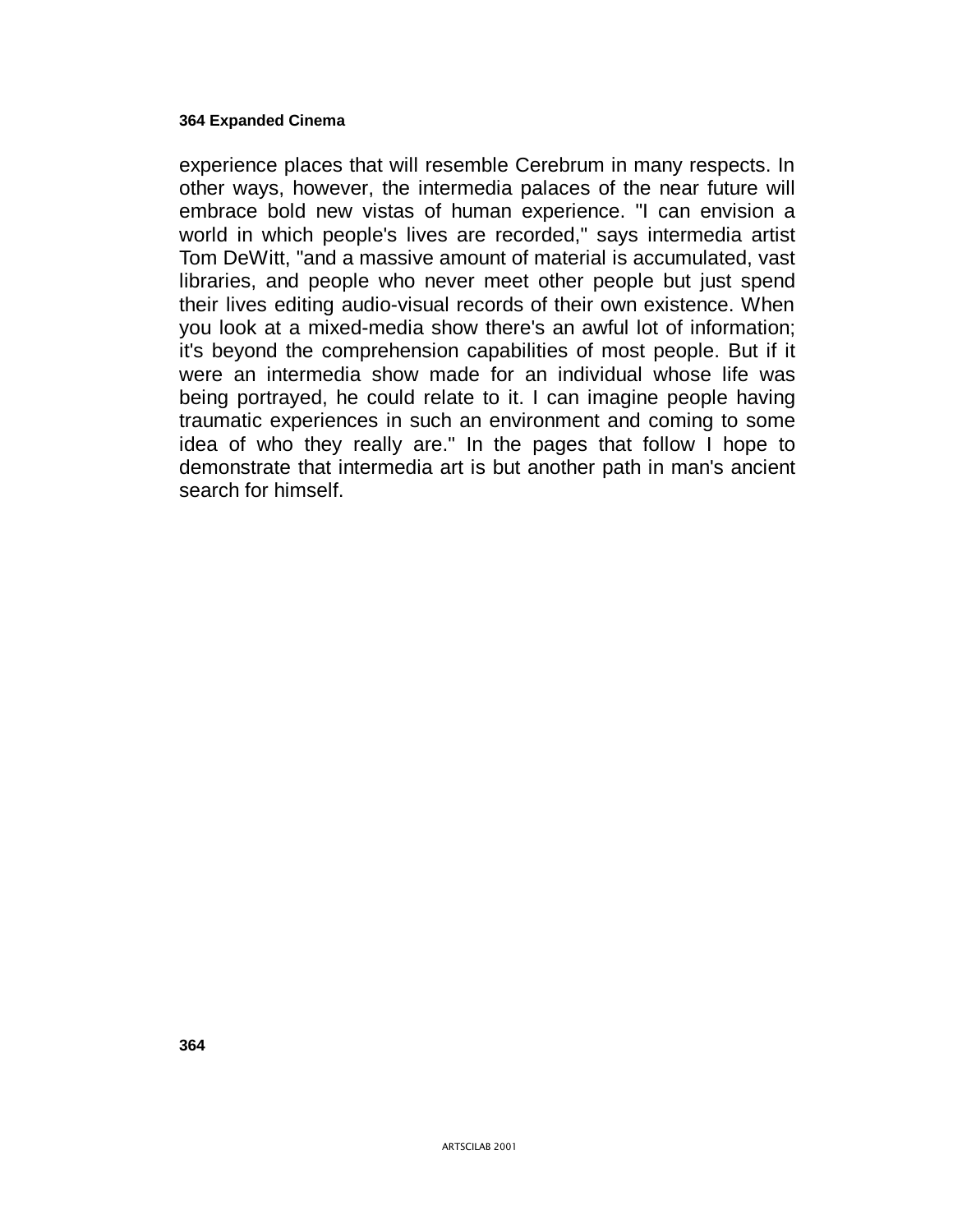experience places that will resemble Cerebrum in many respects. In other ways, however, the intermedia palaces of the near future will embrace bold new vistas of human experience. "I can envision a world in which people's lives are recorded," says intermedia artist Tom DeWitt, "and a massive amount of material is accumulated, vast libraries, and people who never meet other people but just spend their lives editing audio-visual records of their own existence. When you look at a mixed-media show there's an awful lot of information; it's beyond the comprehension capabilities of most people. But if it were an intermedia show made for an individual whose life was being portrayed, he could relate to it. I can imagine people having traumatic experiences in such an environment and coming to some idea of who they really are." In the pages that follow I hope to demonstrate that intermedia art is but another path in man's ancient search for himself.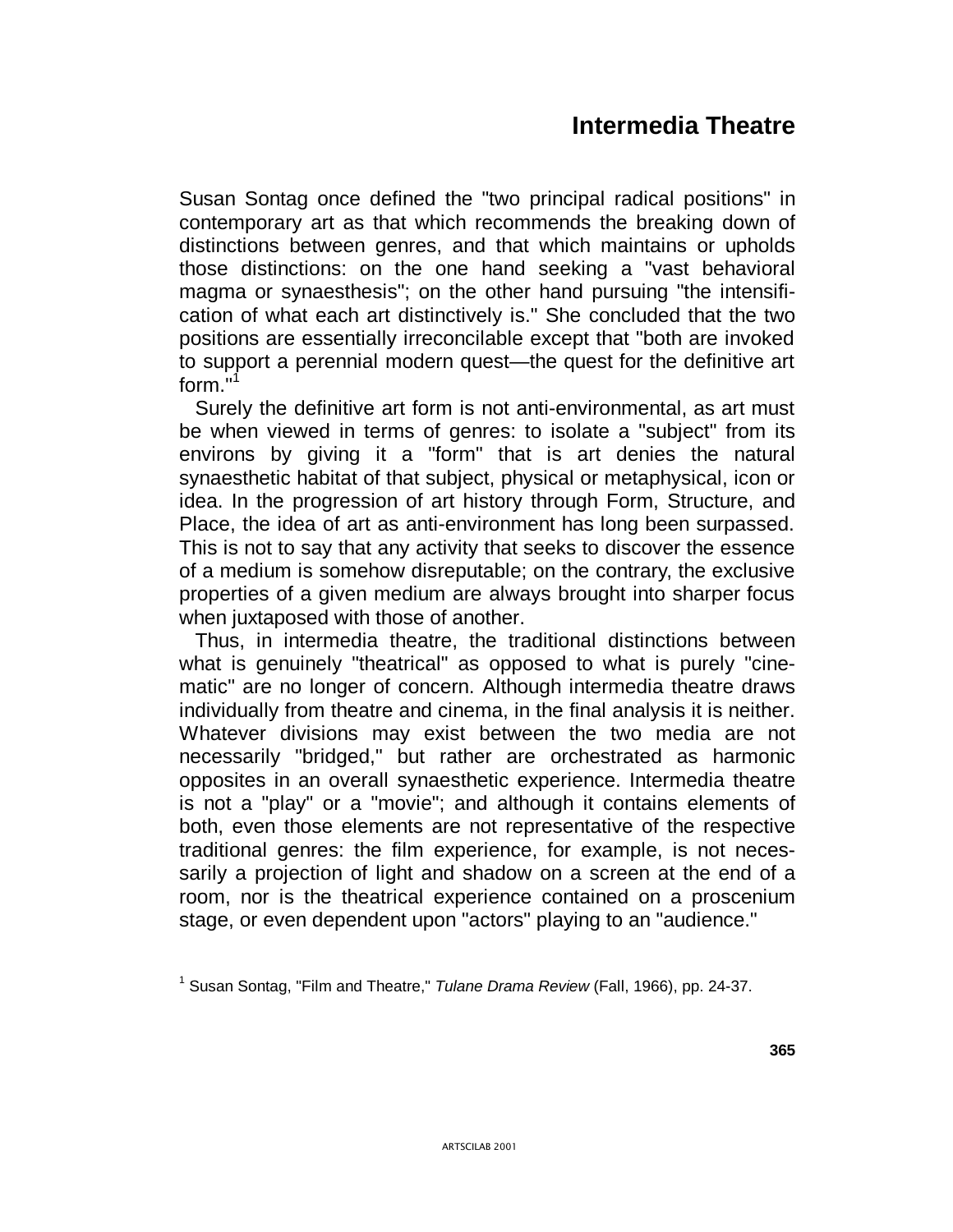# Intermedia Theatre

Susan Sontag once defined the "two principal radical positions" in contemporary art as that which recommends the breaking down of distinctions between genres, and that which maintains or upholds those distinctions: on the one hand seeking a "vast behavioral magma or synaesthesis"; on the other hand pursuing "the intensification of what each art distinctively is." She concluded that the two positions are essentially irreconcilable except that "both are invoked to support a perennial modern quest—the quest for the definitive art form."[1]

Surely the definitive art form is not anti-environmental, as art must be when viewed in terms of genres: to isolate a "subject" from its environs by giving it a "form" that is art denies the natural synaesthetic habitat of that subject, physical or metaphysical, icon or idea. In the progression of art history through Form, Structure, and Place, the idea of art as anti-environment has long been surpassed. This is not to say that any activity that seeks to discover the essence of a medium is somehow disreputable; on the contrary, the exclusive properties of a given medium are always brought into sharper focus when juxtaposed with those of another.

Thus, in intermedia theatre, the traditional distinctions between what is genuinely "theatrical" as opposed to what is purely "cinematic" are no longer of concern. Although intermedia theatre draws individually from theatre and cinema, in the final analysis it is neither. Whatever divisions may exist between the two media are not necessarily "bridged," but rather are orchestrated as harmonic opposites in an overall synaesthetic experience. Intermedia theatre is not a "play" or a "movie"; and although it contains elements of both, even those elements are not representative of the respective traditional genres: the film experience, for example, is not necessarily a projection of light and shadow on a screen at the end of a room, nor is the theatrical experience contained on a proscenium stage, or even dependent upon "actors" playing to an "audience."

[1] Susan Sontag, "Film and Theatre," *Tulane Drama Review* (Fall, 1966), pp. 24-37.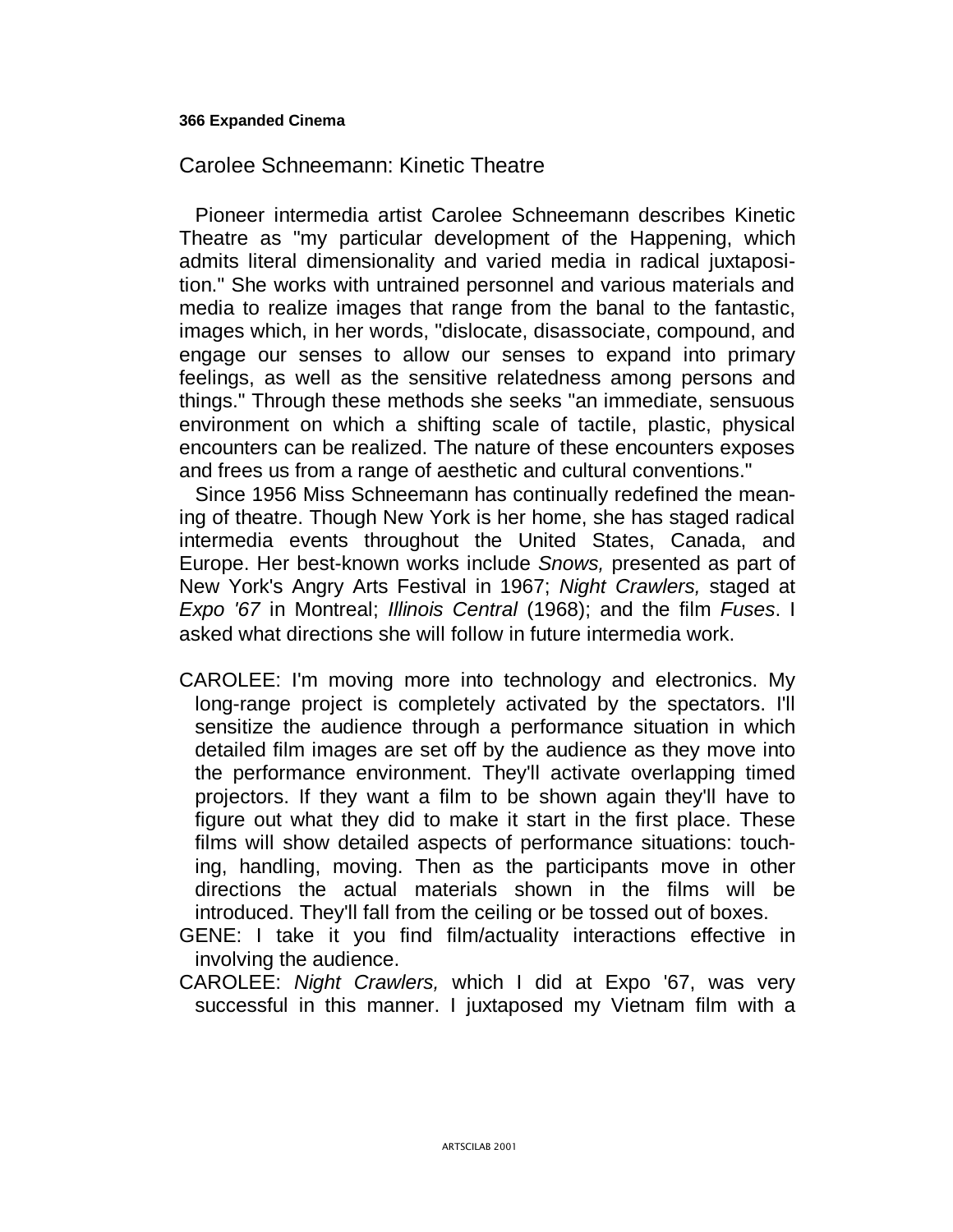## Carolee Schneemann: Kinetic Theatre

Pioneer intermedia artist Carolee Schneemann describes Kinetic Theatre as "my particular development of the Happening, which admits literal dimensionality and varied media in radical juxtaposition." She works with untrained personnel and various materials and media to realize images that range from the banal to the fantastic, images which, in her words, "dislocate, disassociate, compound, and engage our senses to allow our senses to expand into primary feelings, as well as the sensitive relatedness among persons and things." Through these methods she seeks "an immediate, sensuous environment on which a shifting scale of tactile, plastic, physical encounters can be realized. The nature of these encounters exposes and frees us from a range of aesthetic and cultural conventions."

Since 1956 Miss Schneemann has continually redefined the meaning of theatre. Though New York is her home, she has staged radical intermedia events throughout the United States, Canada, and Europe. Her best-known works include *Snows,* presented as part of New York's Angry Arts Festival in 1967; *Night Crawlers,* staged at *Expo '67* in Montreal; *Illinois Central* (1968); and the film *Fuses*. I asked what directions she will follow in future intermedia work.

CAROLEE: I'm moving more into technology and electronics. My long-range project is completely activated by the spectators. I'll sensitize the audience through a performance situation in which detailed film images are set off by the audience as they move into the performance environment. They'll activate overlapping timed projectors. If they want a film to be shown again they'll have to figure out what they did to make it start in the first place. These films will show detailed aspects of performance situations: touching, handling, moving. Then as the participants move in other directions the actual materials shown in the films will be introduced. They'll fall from the ceiling or be tossed out of boxes.

GENE: I take it you find film/actuality interactions effective in involving the audience.

CAROLEE: *Night Crawlers,* which I did at Expo '67, was very successful in this manner. I juxtaposed my Vietnam film with a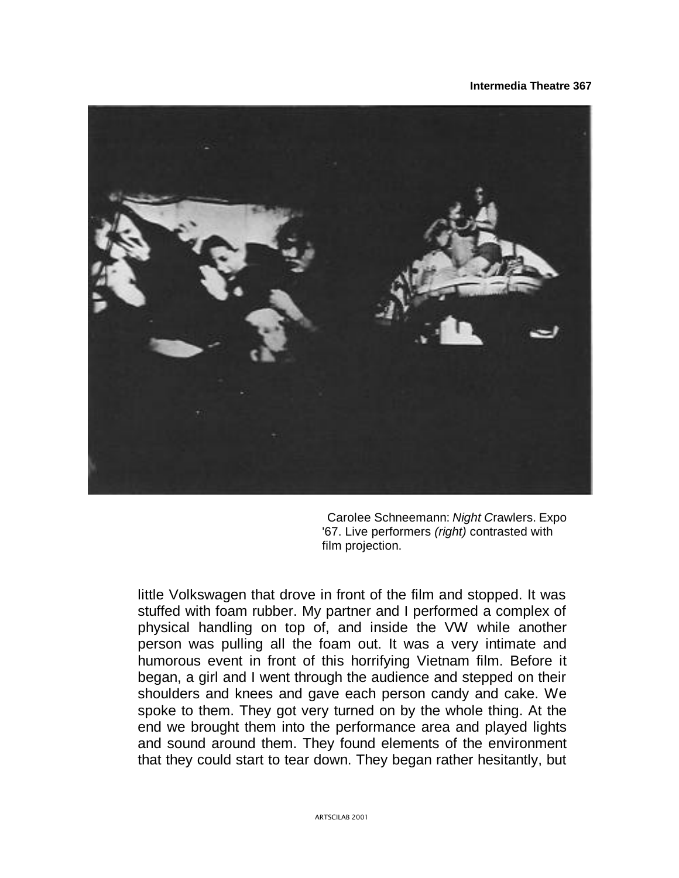Carolee Schneemann: *Night C*rawlers. Expo '67. Live performers *(right)* contrasted with film projection.

little Volkswagen that drove in front of the film and stopped. It was stuffed with foam rubber. My partner and I performed a complex of physical handling on top of, and inside the VW while another person was pulling all the foam out. It was a very intimate and humorous event in front of this horrifying Vietnam film. Before it began, a girl and I went through the audience and stepped on their shoulders and knees and gave each person candy and cake. We spoke to them. They got very turned on by the whole thing. At the end we brought them into the performance area and played lights and sound around them. They found elements of the environment that they could start to tear down. They began rather hesitantly, but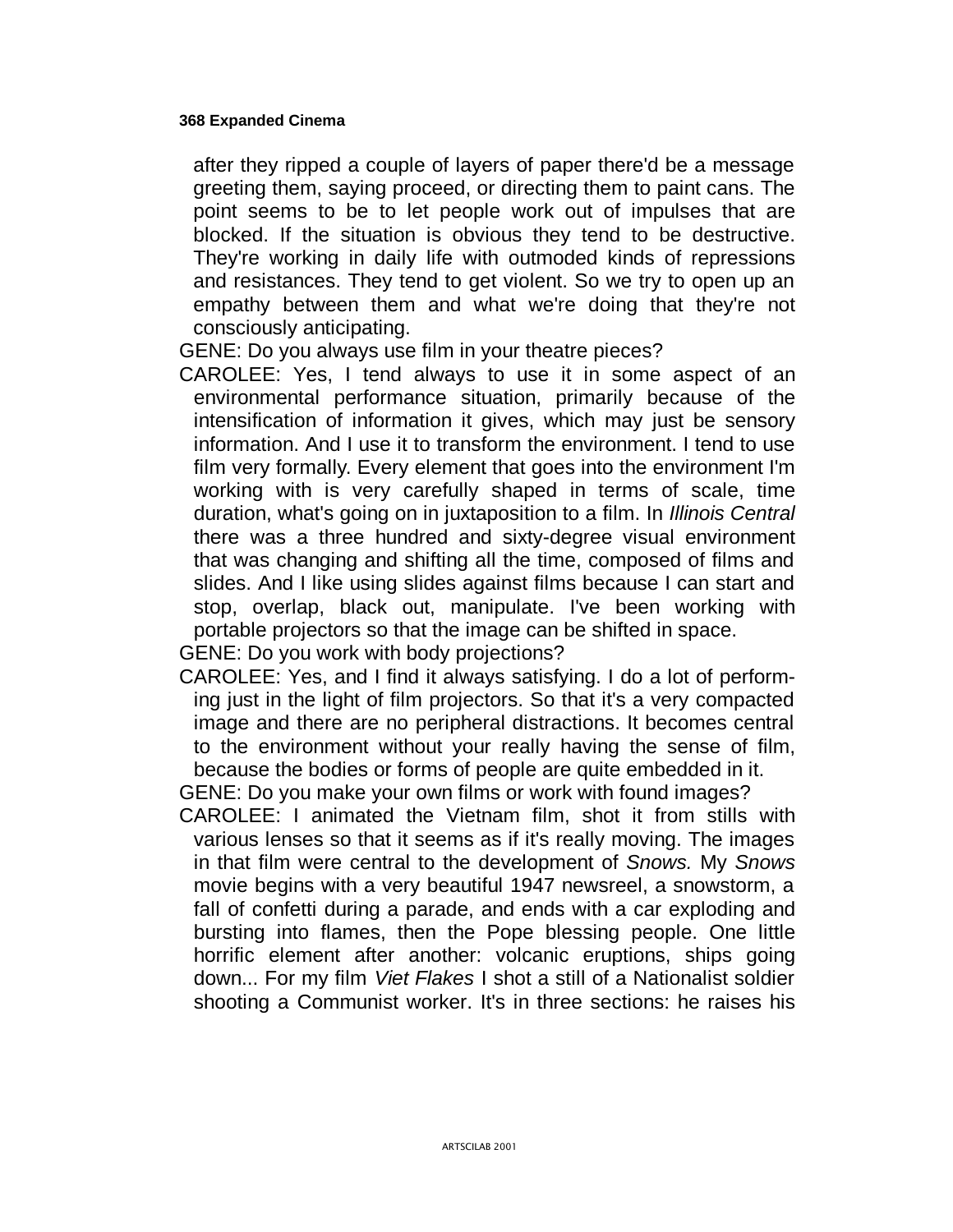after they ripped a couple of layers of paper there'd be a message greeting them, saying proceed, or directing them to paint cans. The point seems to be to let people work out of impulses that are blocked. If the situation is obvious they tend to be destructive. They're working in daily life with outmoded kinds of repressions and resistances. They tend to get violent. So we try to open up an empathy between them and what we're doing that they're not consciously anticipating.

GENE: Do you always use film in your theatre pieces?

CAROLEE: Yes, I tend always to use it in some aspect of an environmental performance situation, primarily because of the intensification of information it gives, which may just be sensory information. And I use it to transform the environment. I tend to use film very formally. Every element that goes into the environment I'm working with is very carefully shaped in terms of scale, time duration, what's going on in juxtaposition to a film. In *Illinois Central* there was a three hundred and sixty-degree visual environment that was changing and shifting all the time, composed of films and slides. And I like using slides against films because I can start and stop, overlap, black out, manipulate. I've been working with portable projectors so that the image can be shifted in space.

GENE: Do you work with body projections?

CAROLEE: Yes, and I find it always satisfying. I do a lot of performing just in the light of film projectors. So that it's a very compacted image and there are no peripheral distractions. It becomes central to the environment without your really having the sense of film, because the bodies or forms of people are quite embedded in it.

GENE: Do you make your own films or work with found images?

CAROLEE: I animated the Vietnam film, shot it from stills with various lenses so that it seems as if it's really moving. The images in that film were central to the development of *Snows.* My *Snows* movie begins with a very beautiful 1947 newsreel, a snowstorm, a fall of confetti during a parade, and ends with a car exploding and bursting into flames, then the Pope blessing people. One little horrific element after another: volcanic eruptions, ships going down... For my film *Viet Flakes* I shot a still of a Nationalist soldier shooting a Communist worker. It's in three sections: he raises his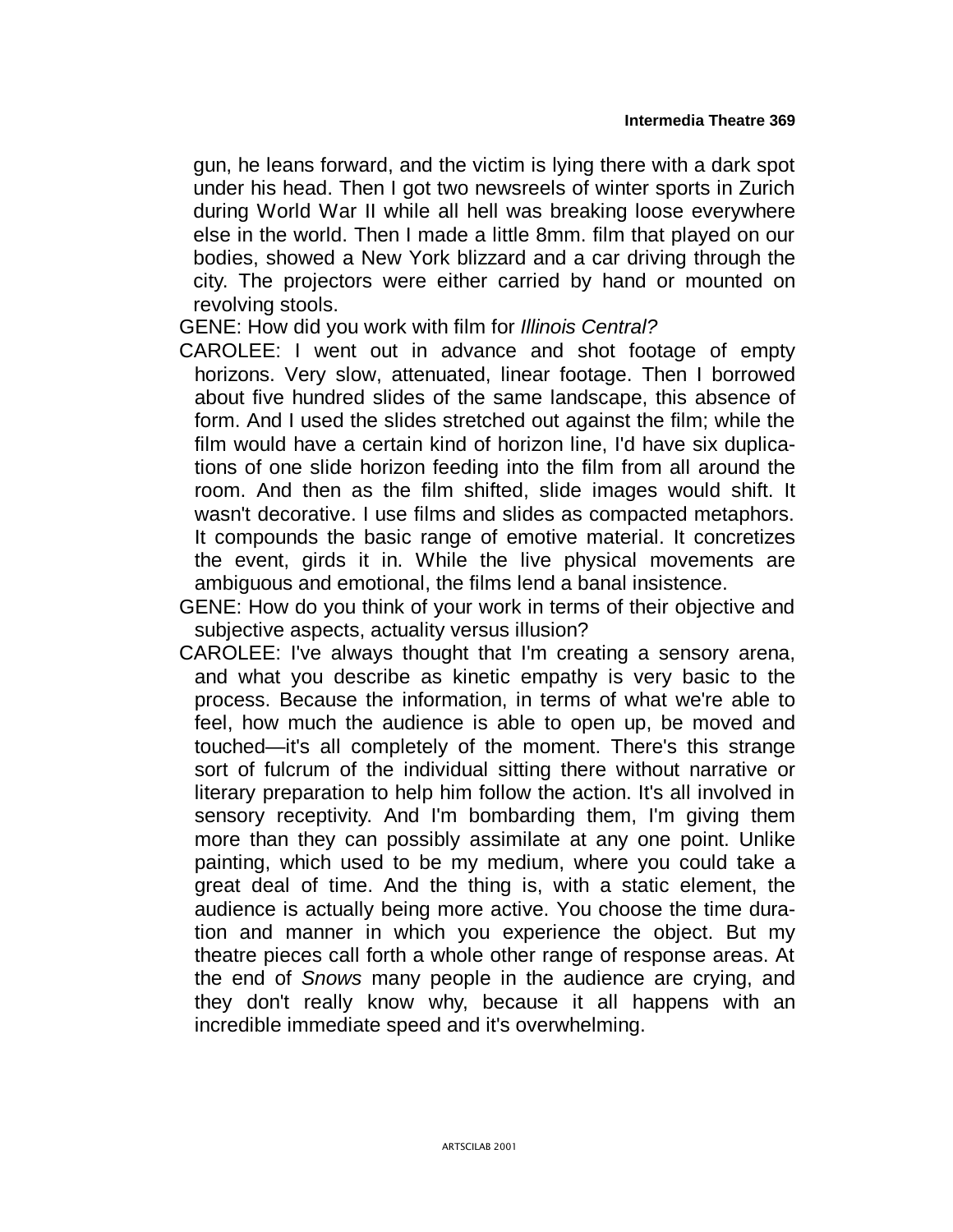gun, he leans forward, and the victim is lying there with a dark spot under his head. Then I got two newsreels of winter sports in Zurich during World War II while all hell was breaking loose everywhere else in the world. Then I made a little 8mm. film that played on our bodies, showed a New York blizzard and a car driving through the city. The projectors were either carried by hand or mounted on revolving stools.

GENE: How did you work with film for *Illinois Central?*

CAROLEE: I went out in advance and shot footage of empty horizons. Very slow, attenuated, linear footage. Then I borrowed about five hundred slides of the same landscape, this absence of form. And I used the slides stretched out against the film; while the film would have a certain kind of horizon line, I'd have six duplications of one slide horizon feeding into the film from all around the room. And then as the film shifted, slide images would shift. It wasn't decorative. I use films and slides as compacted metaphors. It compounds the basic range of emotive material. It concretizes the event, girds it in. While the live physical movements are ambiguous and emotional, the films lend a banal insistence.

GENE: How do you think of your work in terms of their objective and subjective aspects, actuality versus illusion?

CAROLEE: I've always thought that I'm creating a sensory arena, and what you describe as kinetic empathy is very basic to the process. Because the information, in terms of what we're able to feel, how much the audience is able to open up, be moved and touched—it's all completely of the moment. There's this strange sort of fulcrum of the individual sitting there without narrative or literary preparation to help him follow the action. It's all involved in sensory receptivity. And I'm bombarding them, I'm giving them more than they can possibly assimilate at any one point. Unlike painting, which used to be my medium, where you could take a great deal of time. And the thing is, with a static element, the audience is actually being more active. You choose the time duration and manner in which you experience the object. But my theatre pieces call forth a whole other range of response areas. At the end of *Snows* many people in the audience are crying, and they don't really know why, because it all happens with an incredible immediate speed and it's overwhelming.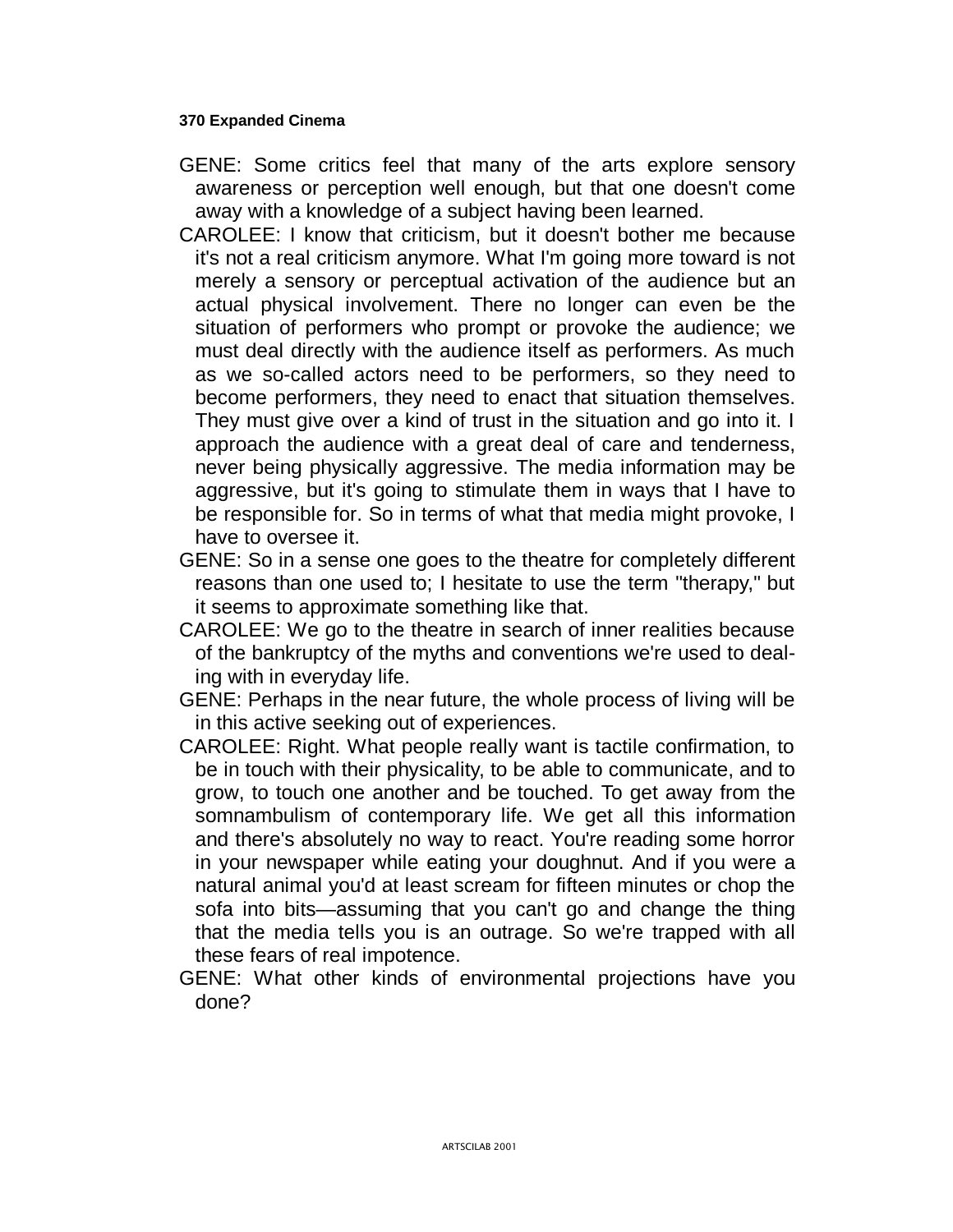GENE: Some critics feel that many of the arts explore sensory awareness or perception well enough, but that one doesn't come away with a knowledge of a subject having been learned.

CAROLEE: I know that criticism, but it doesn't bother me because it's not a real criticism anymore. What I'm going more toward is not merely a sensory or perceptual activation of the audience but an actual physical involvement. There no longer can even be the situation of performers who prompt or provoke the audience; we must deal directly with the audience itself as performers. As much as we so-called actors need to be performers, so they need to become performers, they need to enact that situation themselves. They must give over a kind of trust in the situation and go into it. I approach the audience with a great deal of care and tenderness, never being physically aggressive. The media information may be aggressive, but it's going to stimulate them in ways that I have to be responsible for. So in terms of what that media might provoke, I have to oversee it.

GENE: So in a sense one goes to the theatre for completely different reasons than one used to; I hesitate to use the term "therapy," but it seems to approximate something like that.

CAROLEE: We go to the theatre in search of inner realities because of the bankruptcy of the myths and conventions we're used to dealing with in everyday life.

GENE: Perhaps in the near future, the whole process of living will be in this active seeking out of experiences.

CAROLEE: Right. What people really want is tactile confirmation, to be in touch with their physicality, to be able to communicate, and to grow, to touch one another and be touched. To get away from the somnambulism of contemporary life. We get all this information and there's absolutely no way to react. You're reading some horror in your newspaper while eating your doughnut. And if you were a natural animal you'd at least scream for fifteen minutes or chop the sofa into bits—assuming that you can't go and change the thing that the media tells you is an outrage. So we're trapped with all these fears of real impotence.

GENE: What other kinds of environmental projections have you done?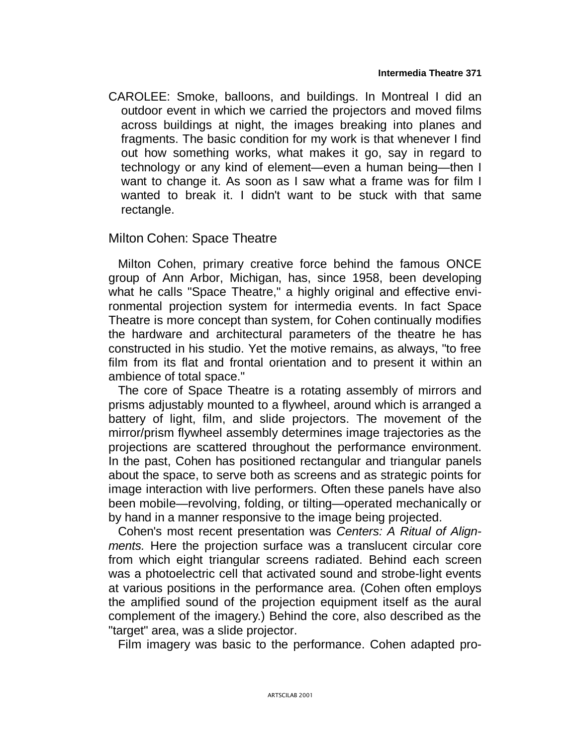CAROLEE: Smoke, balloons, and buildings. In Montreal I did an outdoor event in which we carried the projectors and moved films across buildings at night, the images breaking into planes and fragments. The basic condition for my work is that whenever I find out how something works, what makes it go, say in regard to technology or any kind of element—even a human being—then I want to change it. As soon as I saw what a frame was for film I wanted to break it. I didn't want to be stuck with that same rectangle.

## Milton Cohen: Space Theatre

Milton Cohen, primary creative force behind the famous ONCE group of Ann Arbor, Michigan, has, since 1958, been developing what he calls "Space Theatre," a highly original and effective environmental projection system for intermedia events. In fact Space Theatre is more concept than system, for Cohen continually modifies the hardware and architectural parameters of the theatre he has constructed in his studio. Yet the motive remains, as always, "to free film from its flat and frontal orientation and to present it within an ambience of total space."

The core of Space Theatre is a rotating assembly of mirrors and prisms adjustably mounted to a flywheel, around which is arranged a battery of light, film, and slide projectors. The movement of the mirror/prism flywheel assembly determines image trajectories as the projections are scattered throughout the performance environment. In the past, Cohen has positioned rectangular and triangular panels about the space, to serve both as screens and as strategic points for image interaction with live performers. Often these panels have also been mobile—revolving, folding, or tilting—operated mechanically or by hand in a manner responsive to the image being projected.

Cohen's most recent presentation was *Centers: A Ritual of Alignments.* Here the projection surface was a translucent circular core from which eight triangular screens radiated. Behind each screen was a photoelectric cell that activated sound and strobe-light events at various positions in the performance area. (Cohen often employs the amplified sound of the projection equipment itself as the aural complement of the imagery.) Behind the core, also described as the "target" area, was a slide projector.

Film imagery was basic to the performance. Cohen adapted pro-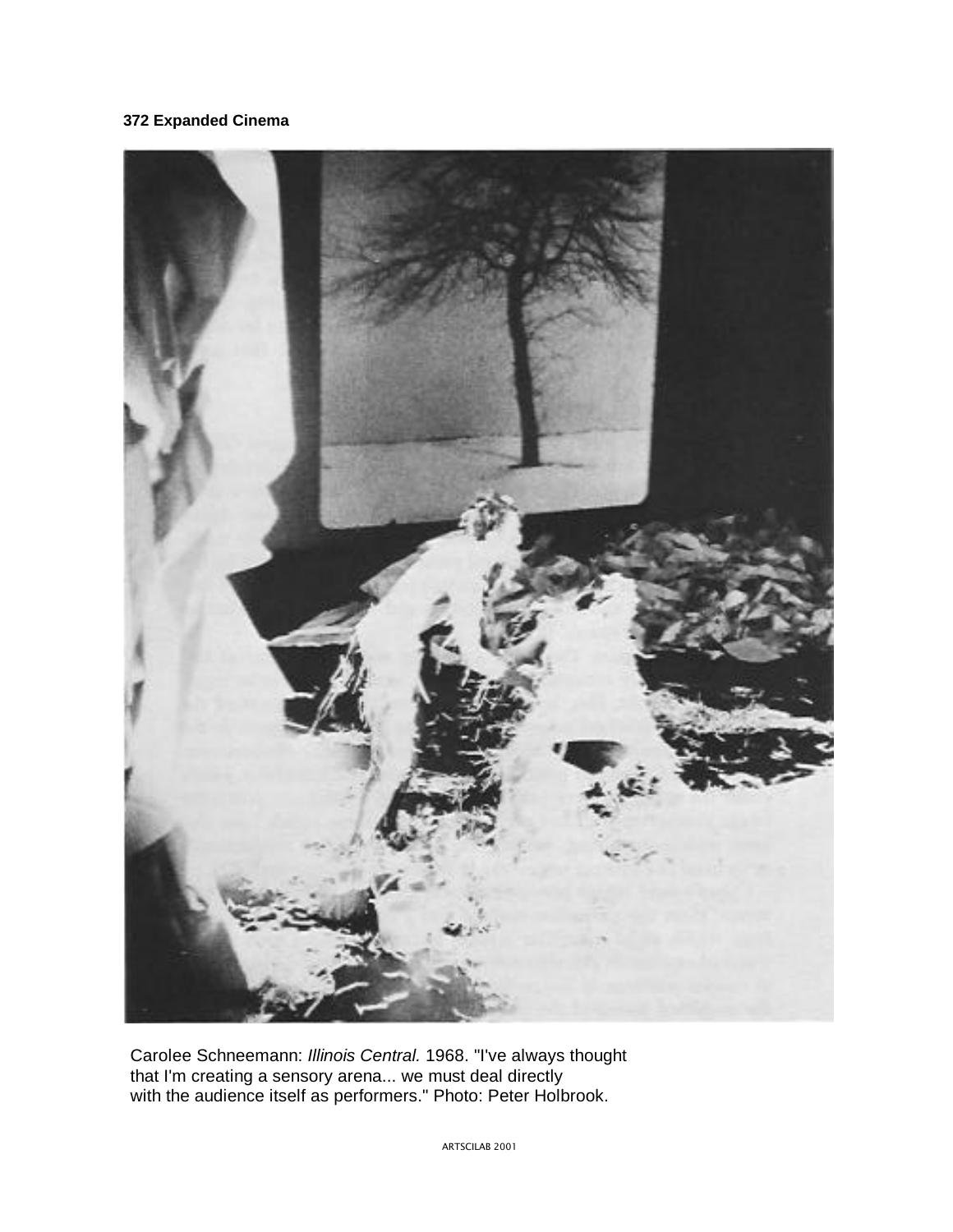Carolee Schneemann: *Illinois Central.* 1968. "I've always thought that I'm creating a sensory arena... we must deal directly with the audience itself as performers." Photo: Peter Holbrook.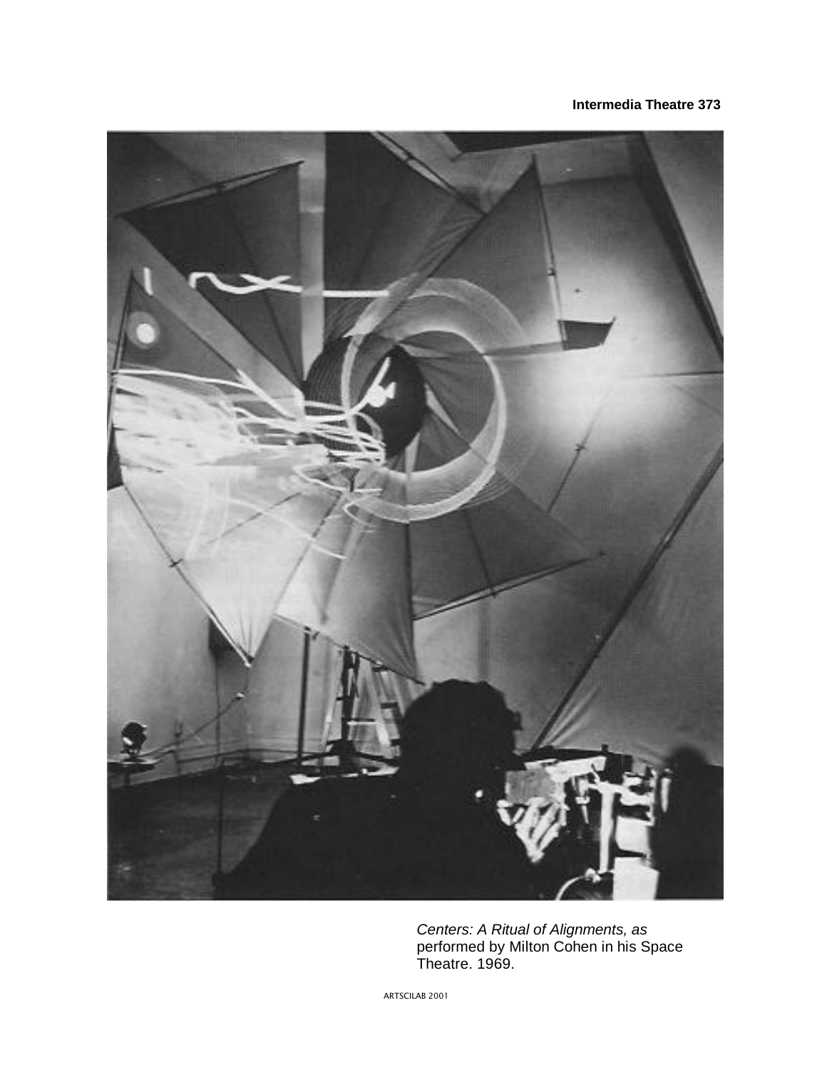*Centers: A Ritual of Alignments, as* performed by Milton Cohen in his Space Theatre. 1969.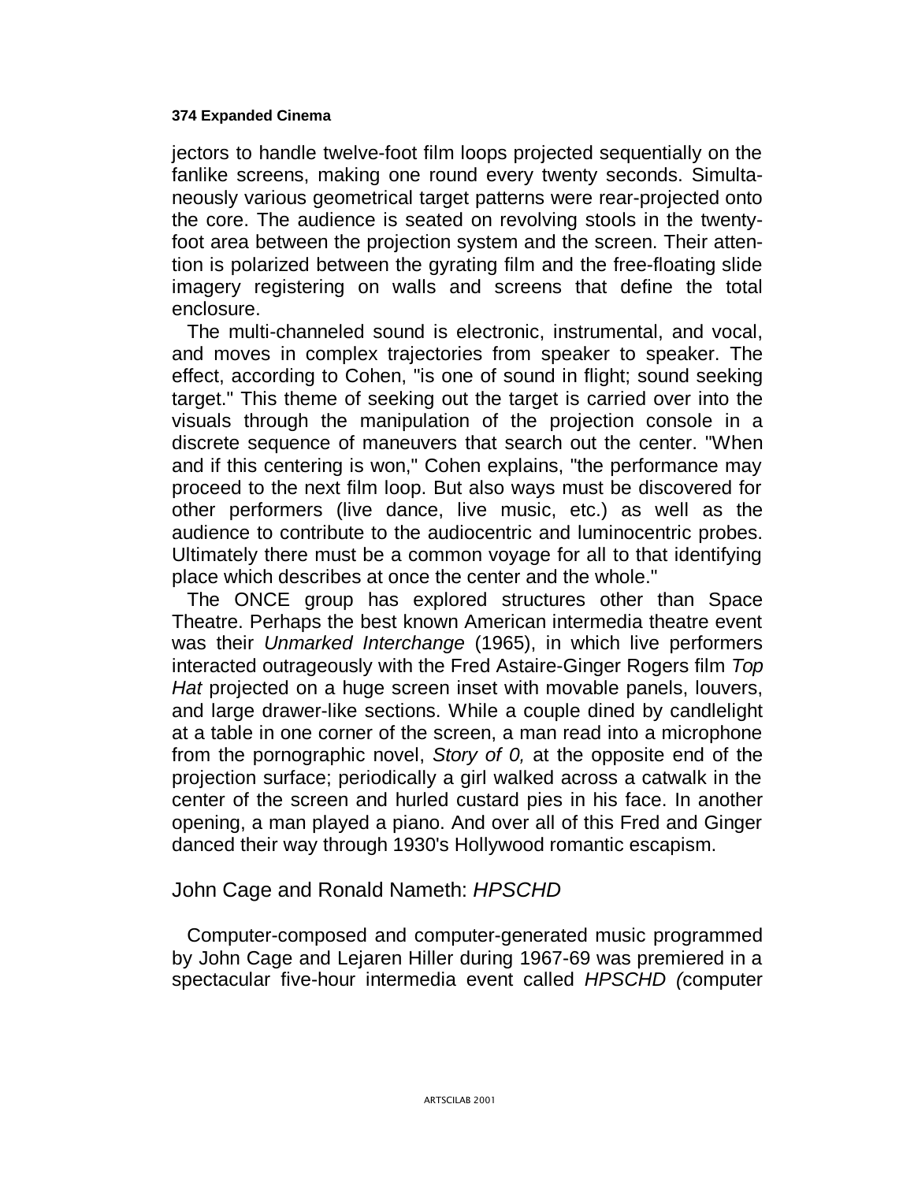jectors to handle twelve-foot film loops projected sequentially on the fanlike screens, making one round every twenty seconds. Simultaneously various geometrical target patterns were rear-projected onto the core. The audience is seated on revolving stools in the twenty-foot area between the projection system and the screen. Their attention is polarized between the gyrating film and the free-floating slide imagery registering on walls and screens that define the total enclosure.

The multi-channeled sound is electronic, instrumental, and vocal, and moves in complex trajectories from speaker to speaker. The effect, according to Cohen, "is one of sound in flight; sound seeking target." This theme of seeking out the target is carried over into the visuals through the manipulation of the projection console in a discrete sequence of maneuvers that search out the center. "When and if this centering is won," Cohen explains, "the performance may proceed to the next film loop. But also ways must be discovered for other performers (live dance, live music, etc.) as well as the audience to contribute to the audiocentric and luminocentric probes. Ultimately there must be a common voyage for all to that identifying place which describes at once the center and the whole."

The ONCE group has explored structures other than Space Theatre. Perhaps the best known American intermedia theatre event was their *Unmarked Interchange* (1965), in which live performers interacted outrageously with the Fred Astaire-Ginger Rogers film *Top Hat* projected on a huge screen inset with movable panels, louvers, and large drawer-like sections. While a couple dined by candlelight at a table in one corner of the screen, a man read into a microphone from the pornographic novel, *Story of 0,* at the opposite end of the projection surface; periodically a girl walked across a catwalk in the center of the screen and hurled custard pies in his face. In another opening, a man played a piano. And over all of this Fred and Ginger danced their way through 1930's Hollywood romantic escapism.

## John Cage and Ronald Nameth: *HPSCHD*

Computer-composed and computer-generated music programmed by John Cage and Lejaren Hiller during 1967-69 was premiered in a spectacular five-hour intermedia event called *HPSCHD (*computer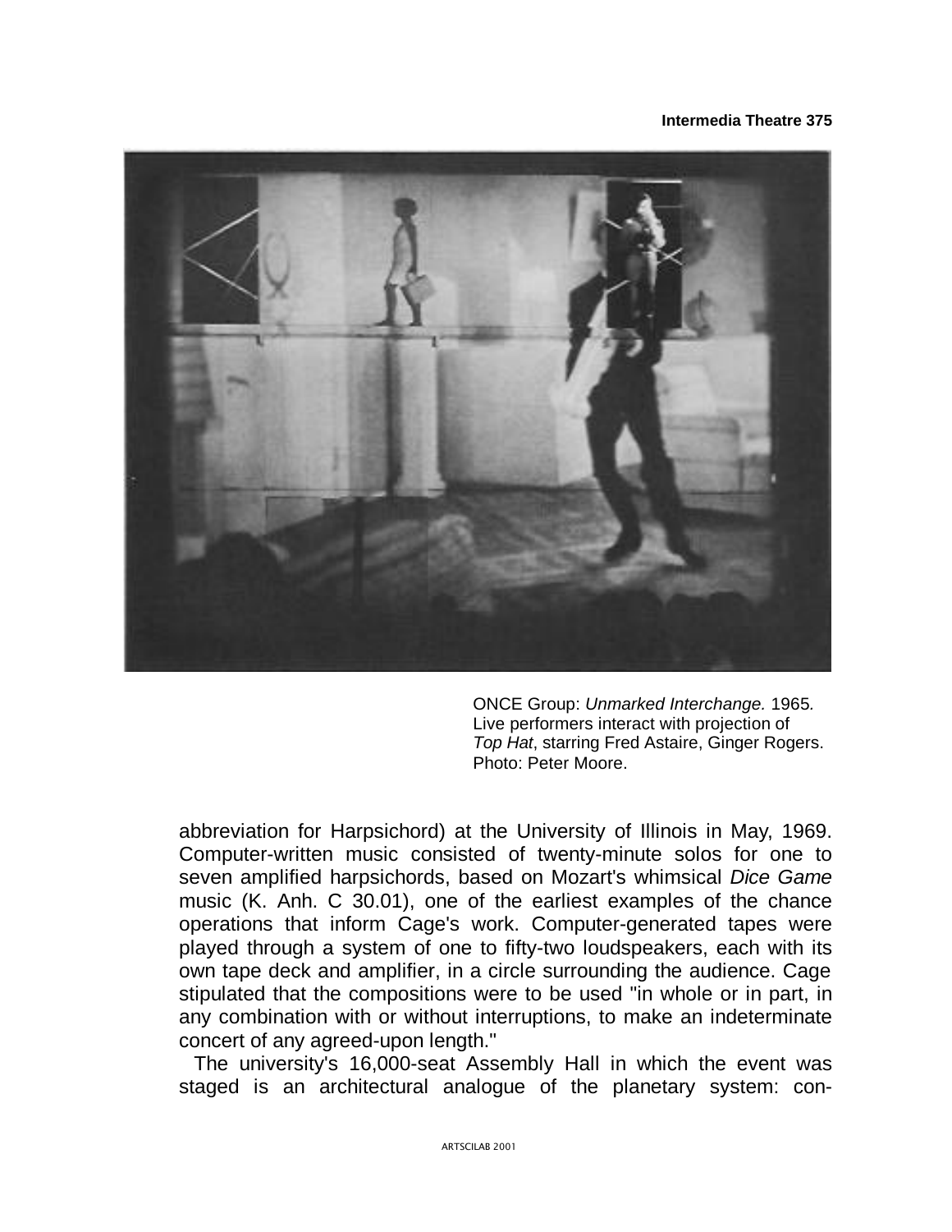ONCE Group: *Unmarked Interchange.* 1965. Live performers interact with projection of *Top Hat*, starring Fred Astaire, Ginger Rogers. Photo: Peter Moore.

abbreviation for Harpsichord) at the University of Illinois in May, 1969. Computer-written music consisted of twenty-minute solos for one to seven amplified harpsichords, based on Mozart's whimsical *Dice Game* music (K. Anh. C 30.01), one of the earliest examples of the chance operations that inform Cage's work. Computer-generated tapes were played through a system of one to fifty-two loudspeakers, each with its own tape deck and amplifier, in a circle surrounding the audience. Cage stipulated that the compositions were to be used "in whole or in part, in any combination with or without interruptions, to make an indeterminate concert of any agreed-upon length."

The university's 16,000-seat Assembly Hall in which the event was staged is an architectural analogue of the planetary system: con-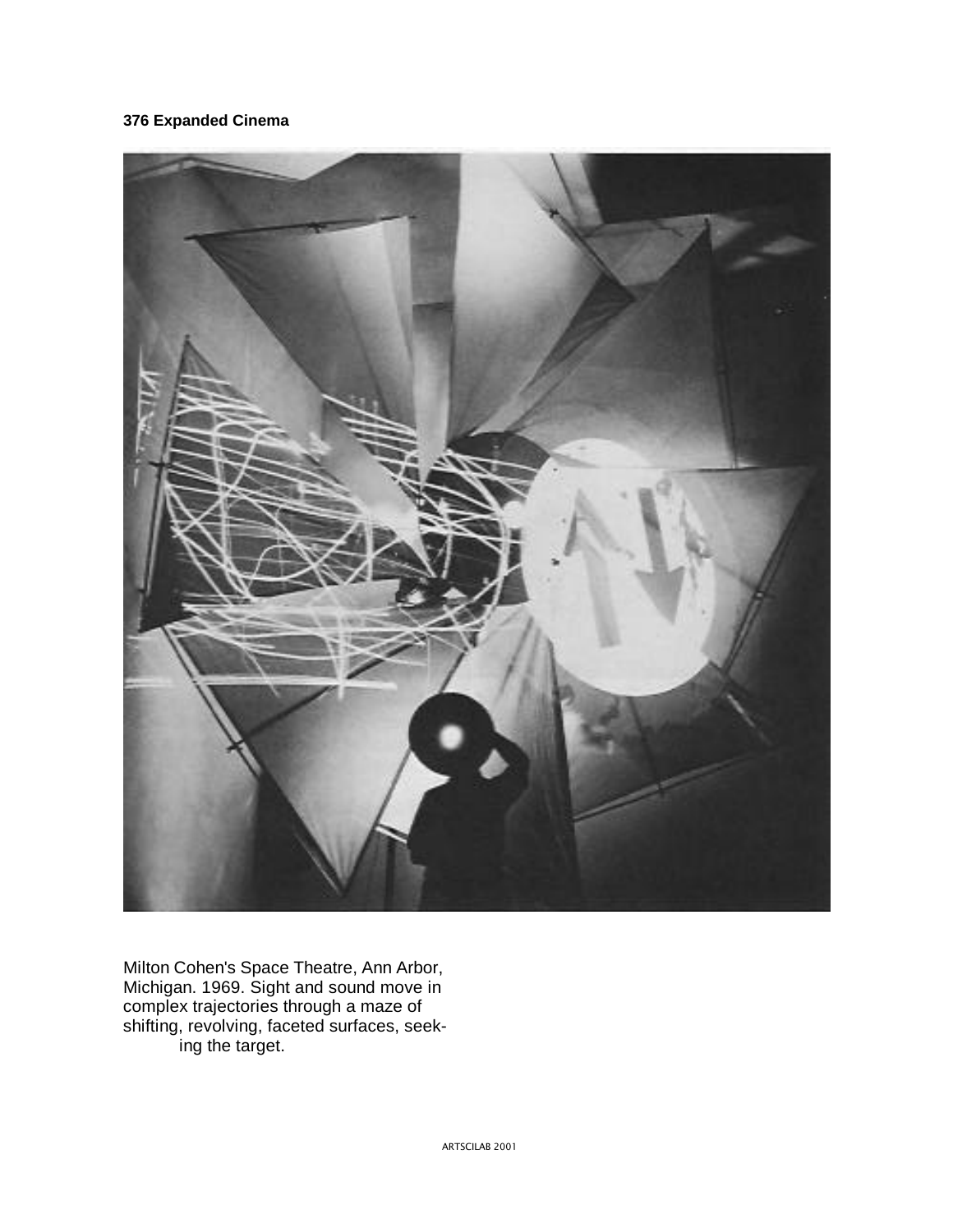Milton Cohen's Space Theatre, Ann Arbor, Michigan. 1969. Sight and sound move in complex trajectories through a maze of shifting, revolving, faceted surfaces, seeking the target.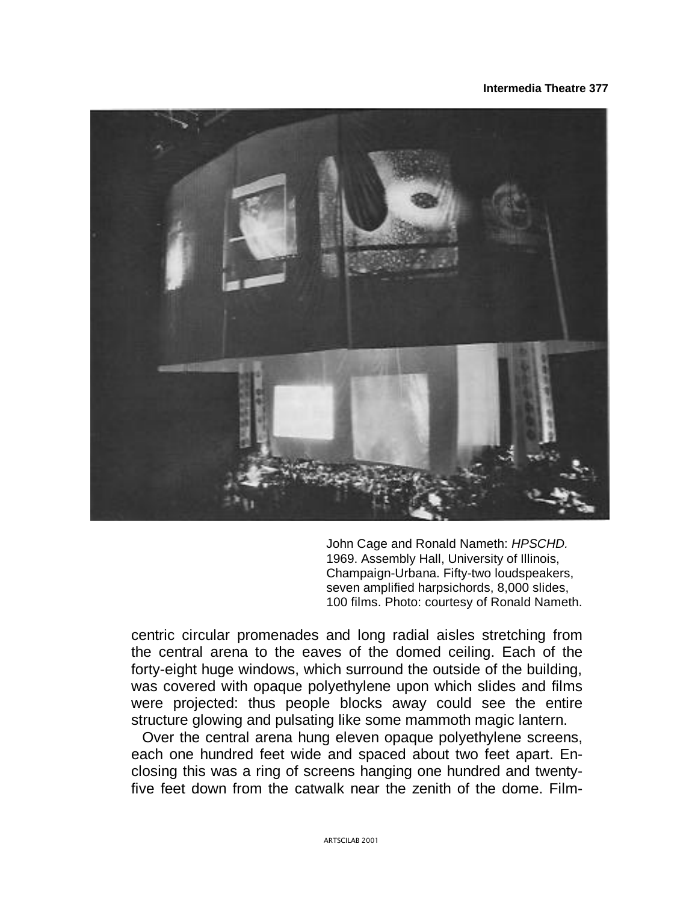John Cage and Ronald Nameth: *HPSCHD.* 1969. Assembly Hall, University of Illinois, Champaign-Urbana. Fifty-two loudspeakers, seven amplified harpsichords, 8,000 slides, 100 films. Photo: courtesy of Ronald Nameth.

centric circular promenades and long radial aisles stretching from the central arena to the eaves of the domed ceiling. Each of the forty-eight huge windows, which surround the outside of the building, was covered with opaque polyethylene upon which slides and films were projected: thus people blocks away could see the entire structure glowing and pulsating like some mammoth magic lantern.

Over the central arena hung eleven opaque polyethylene screens, each one hundred feet wide and spaced about two feet apart. Enclosing this was a ring of screens hanging one hundred and twenty-five feet down from the catwalk near the zenith of the dome. Film-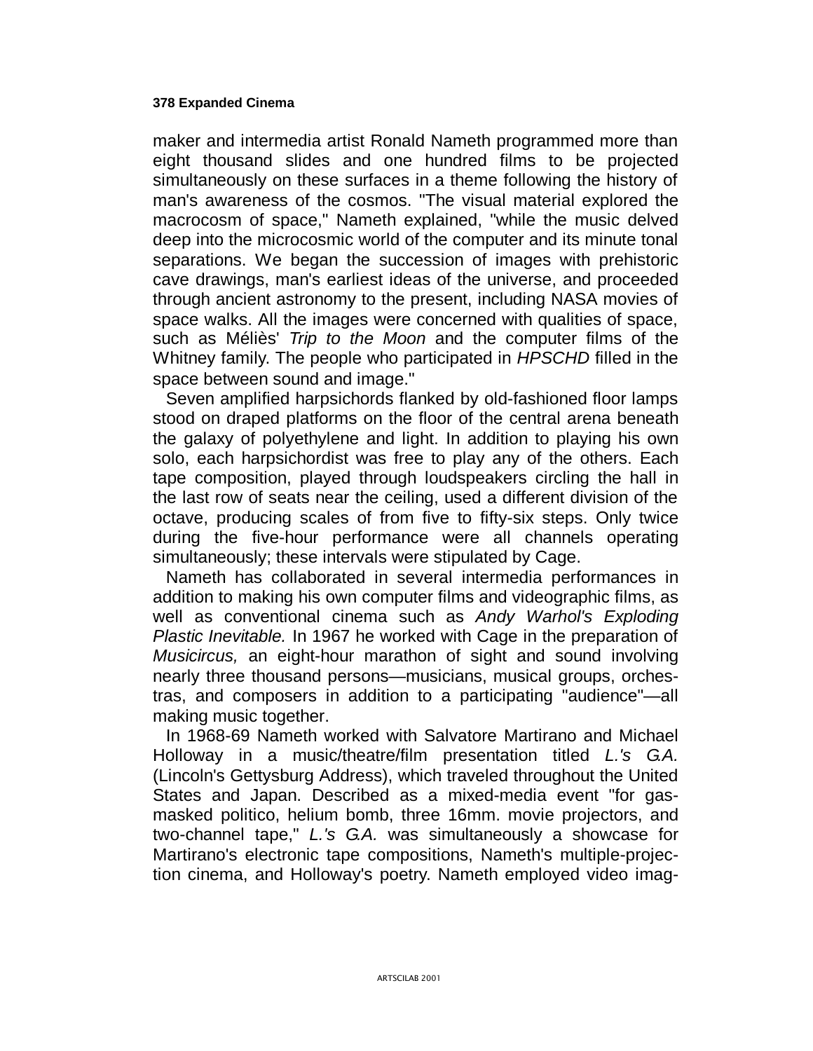maker and intermedia artist Ronald Nameth programmed more than eight thousand slides and one hundred films to be projected simultaneously on these surfaces in a theme following the history of man's awareness of the cosmos. "The visual material explored the macrocosm of space," Nameth explained, "while the music delved deep into the microcosmic world of the computer and its minute tonal separations. We began the succession of images with prehistoric cave drawings, man's earliest ideas of the universe, and proceeded through ancient astronomy to the present, including NASA movies of space walks. All the images were concerned with qualities of space, such as Méliès' *Trip to the Moon* and the computer films of the Whitney family. The people who participated in *HPSCHD* filled in the space between sound and image."

Seven amplified harpsichords flanked by old-fashioned floor lamps stood on draped platforms on the floor of the central arena beneath the galaxy of polyethylene and light. In addition to playing his own solo, each harpsichordist was free to play any of the others. Each tape composition, played through loudspeakers circling the hall in the last row of seats near the ceiling, used a different division of the octave, producing scales of from five to fifty-six steps. Only twice during the five-hour performance were all channels operating simultaneously; these intervals were stipulated by Cage.

Nameth has collaborated in several intermedia performances in addition to making his own computer films and videographic films, as well as conventional cinema such as *Andy Warhol's Exploding Plastic Inevitable.* In 1967 he worked with Cage in the preparation of *Musicircus,* an eight-hour marathon of sight and sound involving nearly three thousand persons—musicians, musical groups, orchestras, and composers in addition to a participating "audience"—all making music together.

In 1968-69 Nameth worked with Salvatore Martirano and Michael Holloway in a music/theatre/film presentation titled *L.'s G.A.* (Lincoln's Gettysburg Address), which traveled throughout the United States and Japan. Described as a mixed-media event "for gas-masked politico, helium bomb, three 16mm. movie projectors, and two-channel tape," *L.'s G.A.* was simultaneously a showcase for Martirano's electronic tape compositions, Nameth's multiple-projection cinema, and Holloway's poetry. Nameth employed video imag-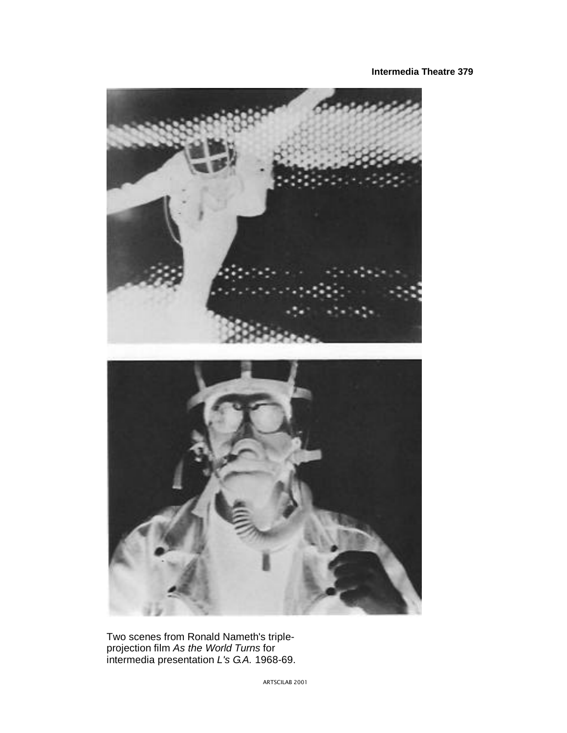Two scenes from Ronald Nameth's triple-projection film *As the World Turns* for intermedia presentation *L's G.A.* 1968-69.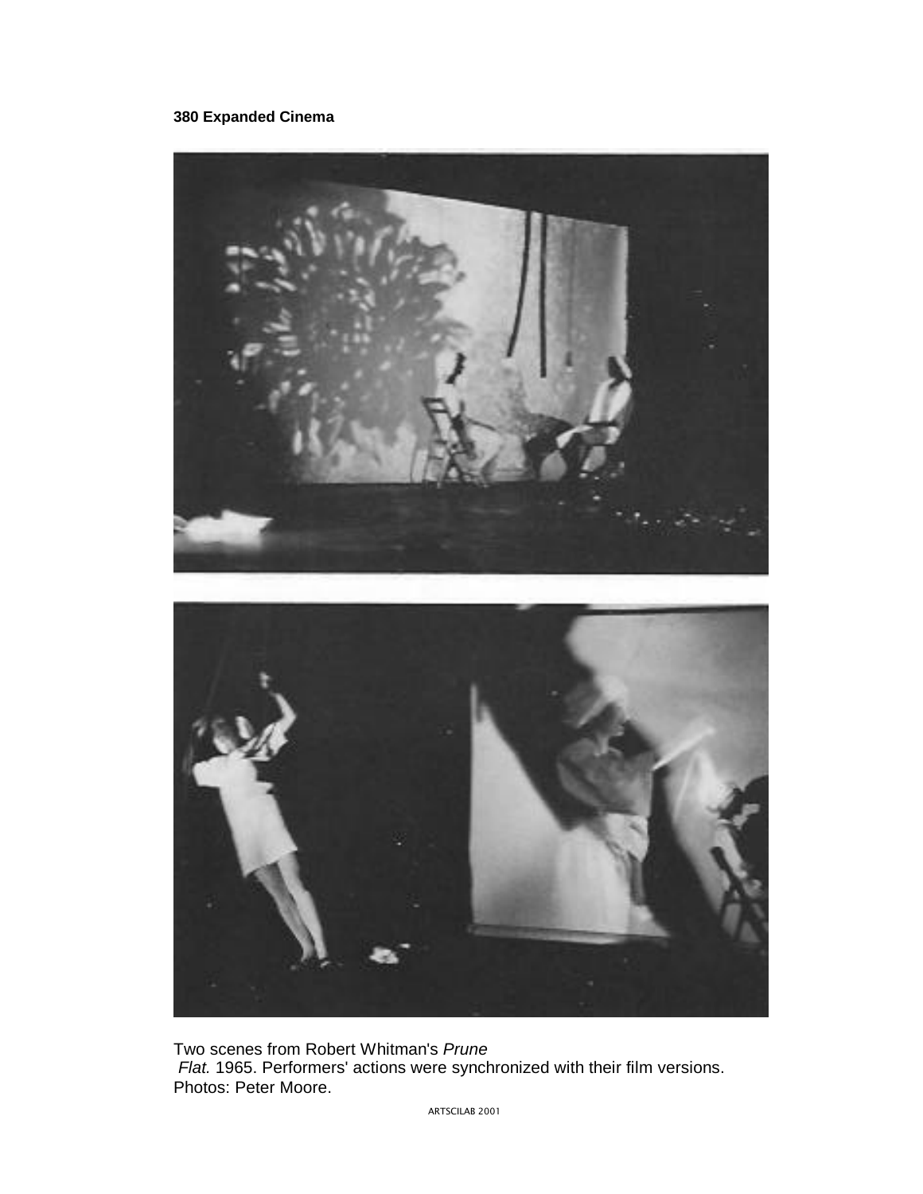Two scenes from Robert Whitman's *Prune Flat.* 1965. Performers' actions were synchronized with their film versions. Photos: Peter Moore.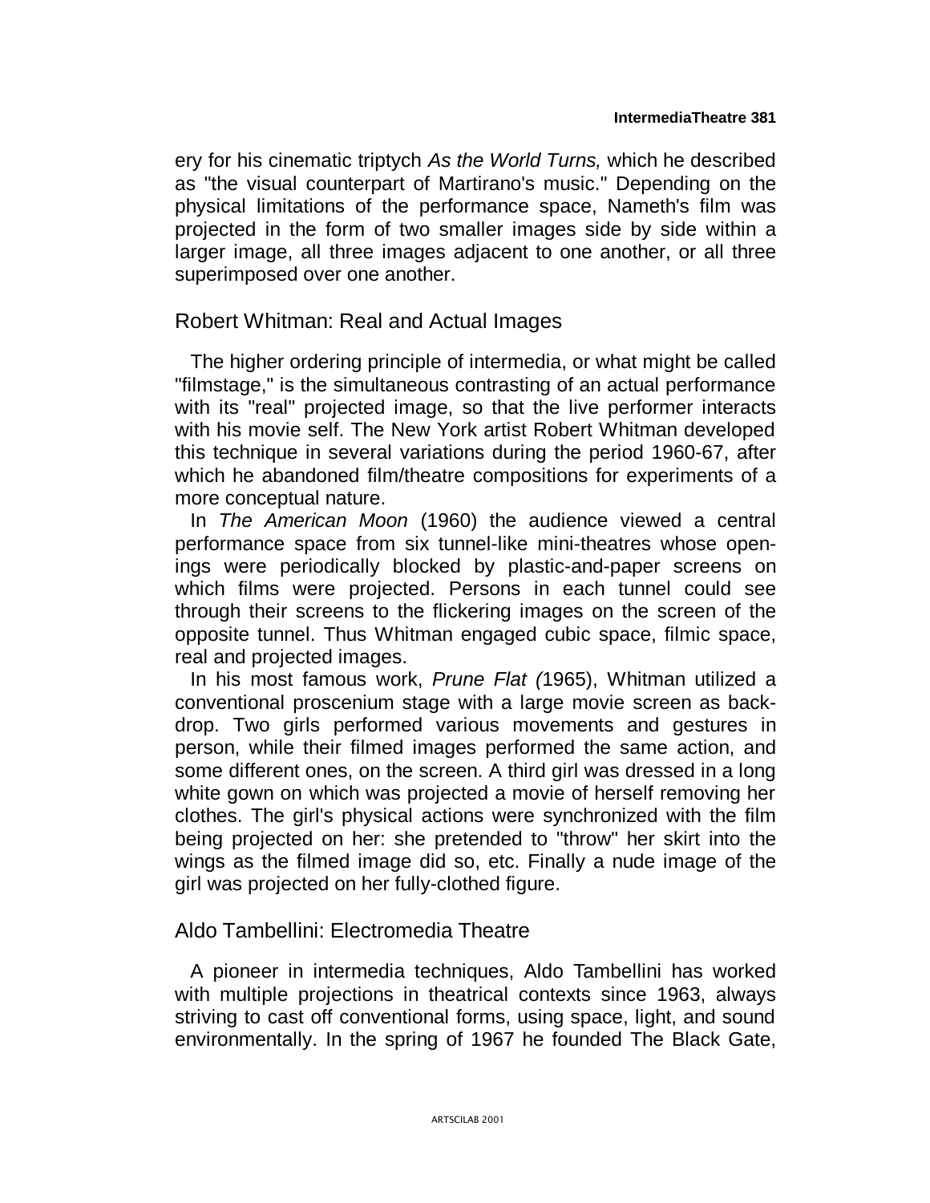ery for his cinematic triptych *As the World Turns,* which he described as "the visual counterpart of Martirano's music." Depending on the physical limitations of the performance space, Nameth's film was projected in the form of two smaller images side by side within a larger image, all three images adjacent to one another, or all three superimposed over one another.

## Robert Whitman: Real and Actual Images

The higher ordering principle of intermedia, or what might be called "filmstage," is the simultaneous contrasting of an actual performance with its "real" projected image, so that the live performer interacts with his movie self. The New York artist Robert Whitman developed this technique in several variations during the period 1960-67, after which he abandoned film/theatre compositions for experiments of a more conceptual nature.

In *The American Moon* (1960) the audience viewed a central performance space from six tunnel-like mini-theatres whose openings were periodically blocked by plastic-and-paper screens on which films were projected. Persons in each tunnel could see through their screens to the flickering images on the screen of the opposite tunnel. Thus Whitman engaged cubic space, filmic space, real and projected images.

In his most famous work, *Prune Flat (*1965), Whitman utilized a conventional proscenium stage with a large movie screen as backdrop. Two girls performed various movements and gestures in person, while their filmed images performed the same action, and some different ones, on the screen. A third girl was dressed in a long white gown on which was projected a movie of herself removing her clothes. The girl's physical actions were synchronized with the film being projected on her: she pretended to "throw" her skirt into the wings as the filmed image did so, etc. Finally a nude image of the girl was projected on her fully-clothed figure.

## Aldo Tambellini: Electromedia Theatre

A pioneer in intermedia techniques, Aldo Tambellini has worked with multiple projections in theatrical contexts since 1963, always striving to cast off conventional forms, using space, light, and sound environmentally. In the spring of 1967 he founded The Black Gate,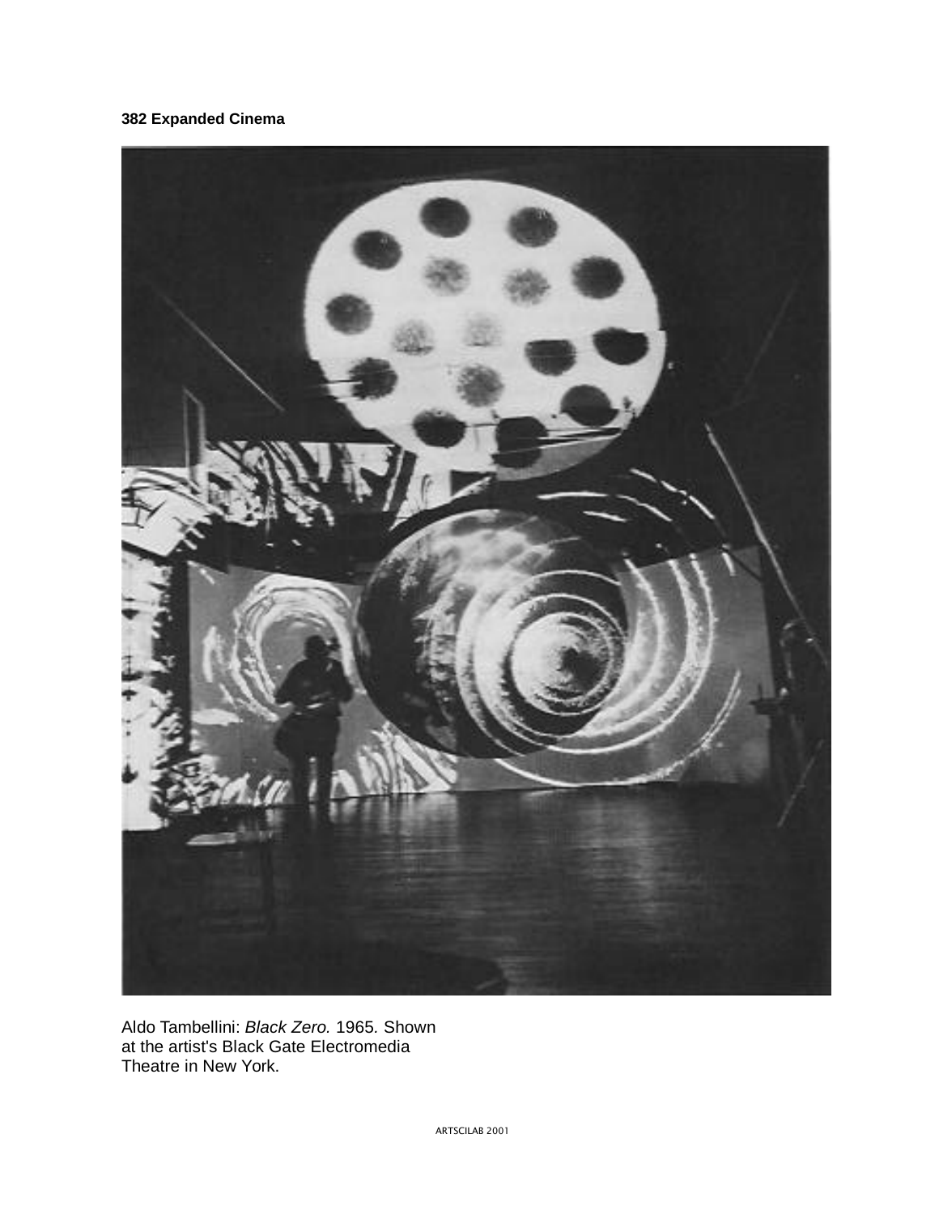Aldo Tambellini: *Black Zero.* 1965. Shown at the artist's Black Gate Electromedia Theatre in New York.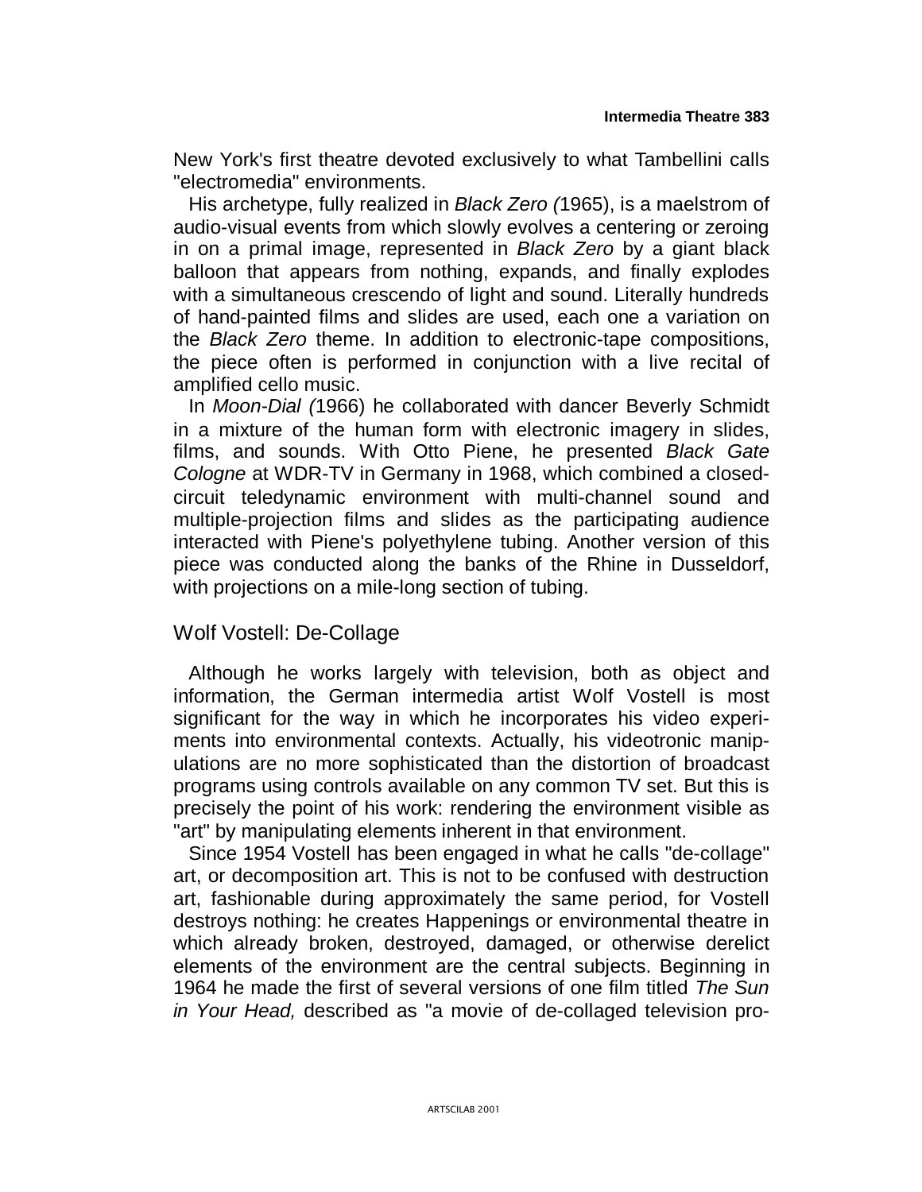New York's first theatre devoted exclusively to what Tambellini calls "electromedia" environments.

His archetype, fully realized in *Black Zero* (1965), is a maelstrom of audio-visual events from which slowly evolves a centering or zeroing in on a primal image, represented in *Black Zero* by a giant black balloon that appears from nothing, expands, and finally explodes with a simultaneous crescendo of light and sound. Literally hundreds of hand-painted films and slides are used, each one a variation on the *Black Zero* theme. In addition to electronic-tape compositions, the piece often is performed in conjunction with a live recital of amplified cello music.

In *Moon-Dial* (1966) he collaborated with dancer Beverly Schmidt in a mixture of the human form with electronic imagery in slides, films, and sounds. With Otto Piene, he presented *Black Gate Cologne* at WDR-TV in Germany in 1968, which combined a closed-circuit teledynamic environment with multi-channel sound and multiple-projection films and slides as the participating audience interacted with Piene's polyethylene tubing. Another version of this piece was conducted along the banks of the Rhine in Dusseldorf, with projections on a mile-long section of tubing.

## Wolf Vostell: De-Collage

Although he works largely with television, both as object and information, the German intermedia artist Wolf Vostell is most significant for the way in which he incorporates his video experiments into environmental contexts. Actually, his videotronic manipulations are no more sophisticated than the distortion of broadcast programs using controls available on any common TV set. But this is precisely the point of his work: rendering the environment visible as "art" by manipulating elements inherent in that environment.

Since 1954 Vostell has been engaged in what he calls "de-collage" art, or decomposition art. This is not to be confused with destruction art, fashionable during approximately the same period, for Vostell destroys nothing: he creates Happenings or environmental theatre in which already broken, destroyed, damaged, or otherwise derelict elements of the environment are the central subjects. Beginning in 1964 he made the first of several versions of one film titled *The Sun in Your Head,* described as "a movie of de-collaged television pro-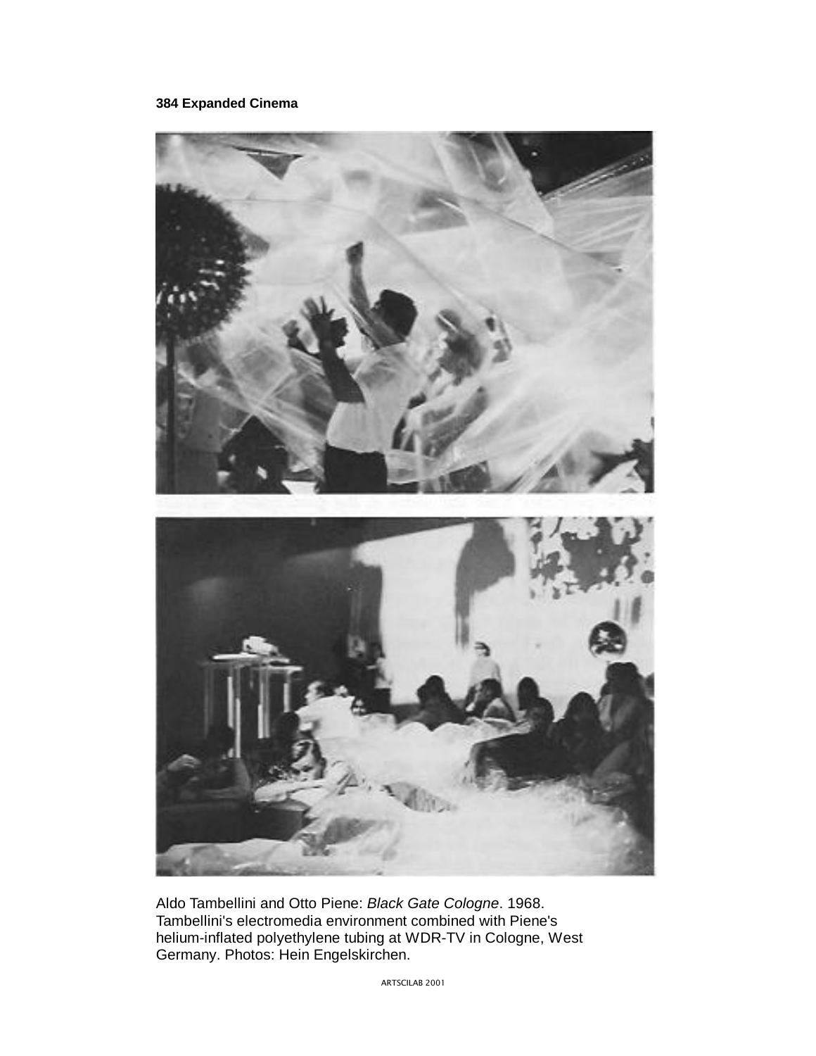Aldo Tambellini and Otto Piene: *Black Gate Cologne*. 1968. Tambellini's electromedia environment combined with Piene's helium-inflated polyethylene tubing at WDR-TV in Cologne, West Germany. Photos: Hein Engelskirchen.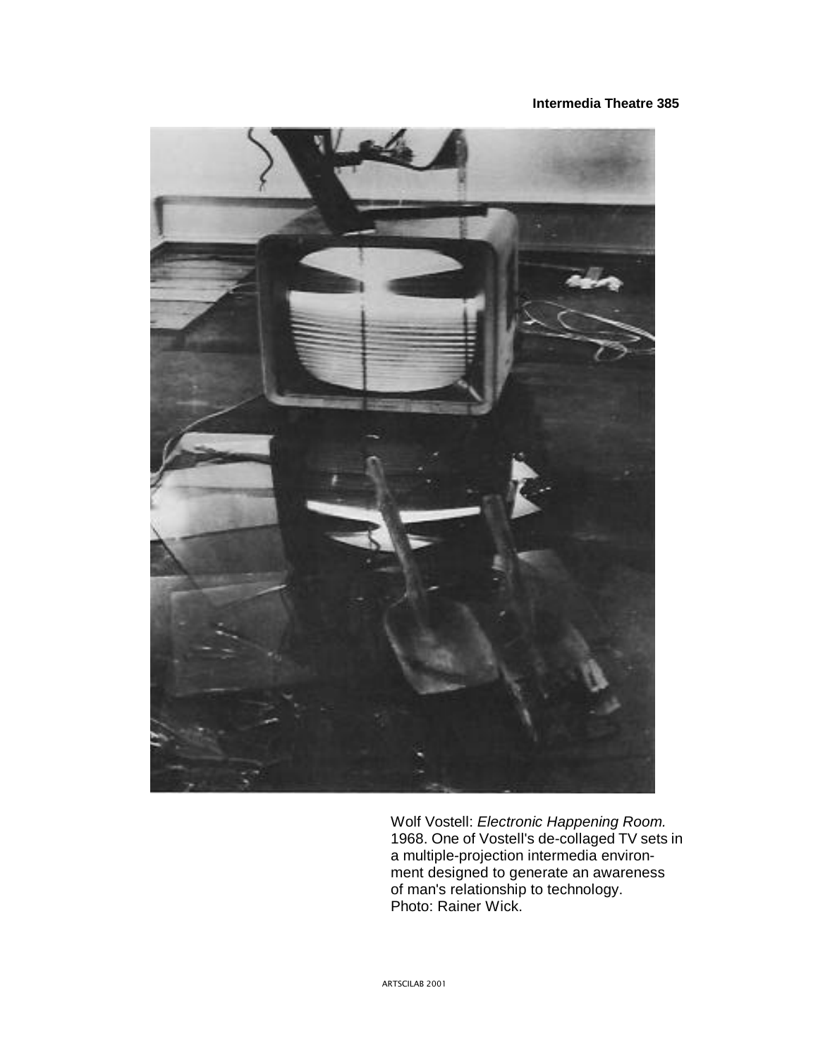Wolf Vostell: *Electronic Happening Room.* 1968. One of Vostell's de-collaged TV sets in a multiple-projection intermedia environment designed to generate an awareness of man's relationship to technology. Photo: Rainer Wick.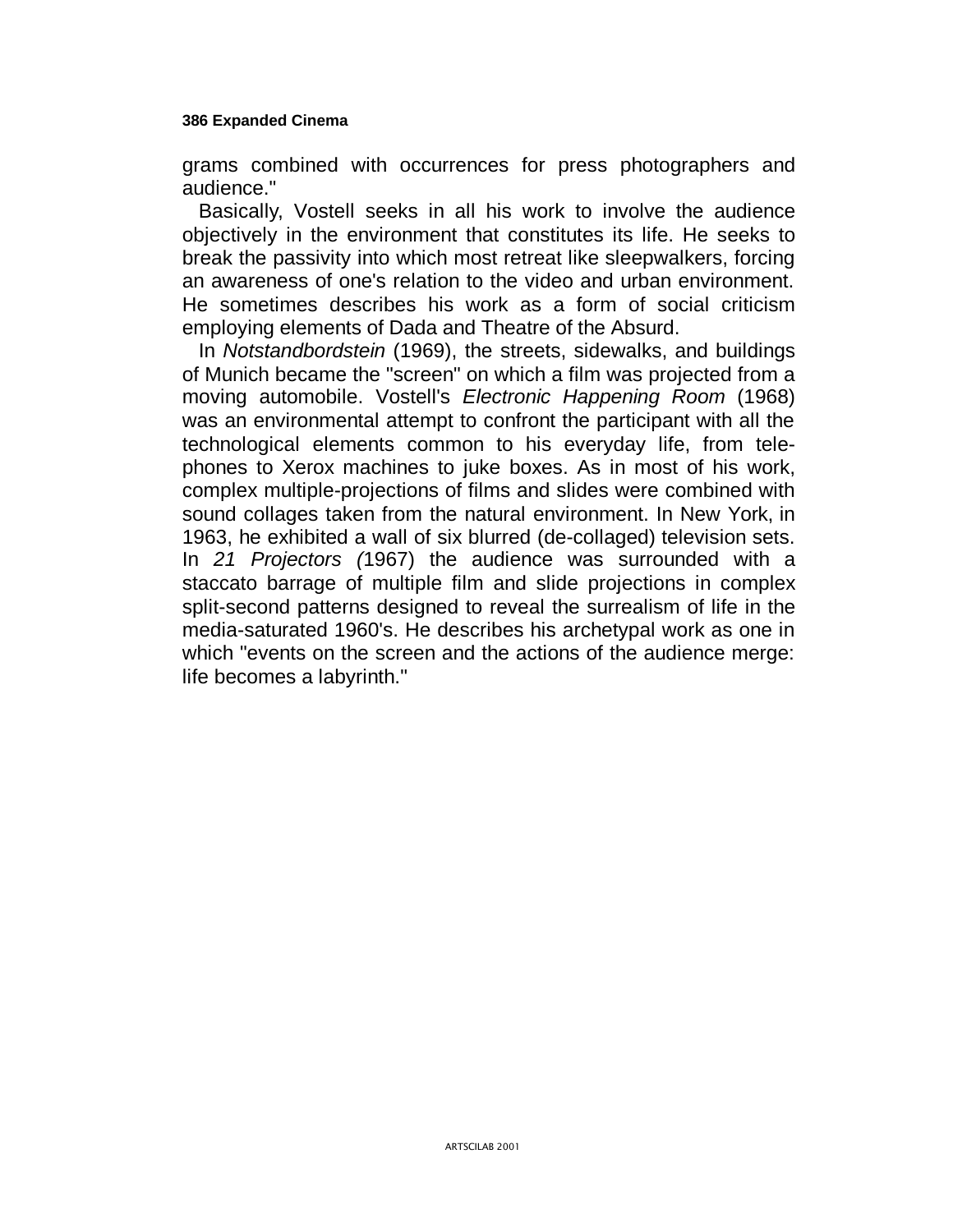grams combined with occurrences for press photographers and audience."

Basically, Vostell seeks in all his work to involve the audience objectively in the environment that constitutes its life. He seeks to break the passivity into which most retreat like sleepwalkers, forcing an awareness of one's relation to the video and urban environment. He sometimes describes his work as a form of social criticism employing elements of Dada and Theatre of the Absurd.

In *Notstandbordstein* (1969), the streets, sidewalks, and buildings of Munich became the "screen" on which a film was projected from a moving automobile. Vostell's *Electronic Happening Room* (1968) was an environmental attempt to confront the participant with all the technological elements common to his everyday life, from telephones to Xerox machines to juke boxes. As in most of his work, complex multiple-projections of films and slides were combined with sound collages taken from the natural environment. In New York, in 1963, he exhibited a wall of six blurred (de-collaged) television sets. In *21 Projectors (*1967) the audience was surrounded with a staccato barrage of multiple film and slide projections in complex split-second patterns designed to reveal the surrealism of life in the media-saturated 1960's. He describes his archetypal work as one in which "events on the screen and the actions of the audience merge: life becomes a labyrinth."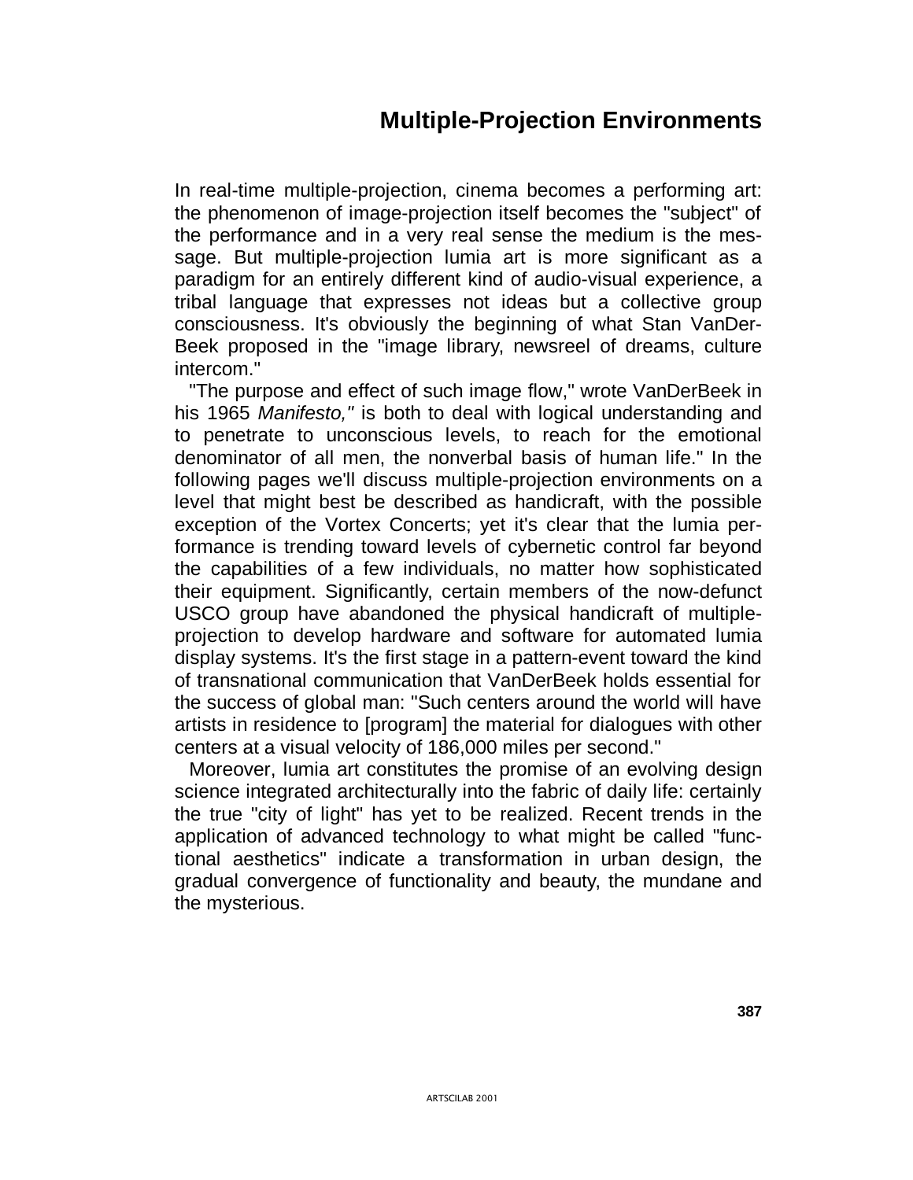# Multiple-Projection Environments

In real-time multiple-projection, cinema becomes a performing art: the phenomenon of image-projection itself becomes the "subject" of the performance and in a very real sense the medium is the message. But multiple-projection lumia art is more significant as a paradigm for an entirely different kind of audio-visual experience, a tribal language that expresses not ideas but a collective group consciousness. It's obviously the beginning of what Stan VanDerBeek proposed in the "image library, newsreel of dreams, culture intercom."

"The purpose and effect of such image flow," wrote VanDerBeek in his 1965 *Manifesto,"* is both to deal with logical understanding and to penetrate to unconscious levels, to reach for the emotional denominator of all men, the nonverbal basis of human life." In the following pages we'll discuss multiple-projection environments on a level that might best be described as handicraft, with the possible exception of the Vortex Concerts; yet it's clear that the lumia performance is trending toward levels of cybernetic control far beyond the capabilities of a few individuals, no matter how sophisticated their equipment. Significantly, certain members of the now-defunct USCO group have abandoned the physical handicraft of multiple-projection to develop hardware and software for automated lumia display systems. It's the first stage in a pattern-event toward the kind of transnational communication that VanDerBeek holds essential for the success of global man: "Such centers around the world will have artists in residence to [program] the material for dialogues with other centers at a visual velocity of 186,000 miles per second."

Moreover, lumia art constitutes the promise of an evolving design science integrated architecturally into the fabric of daily life: certainly the true "city of light" has yet to be realized. Recent trends in the application of advanced technology to what might be called "functional aesthetics" indicate a transformation in urban design, the gradual convergence of functionality and beauty, the mundane and the mysterious.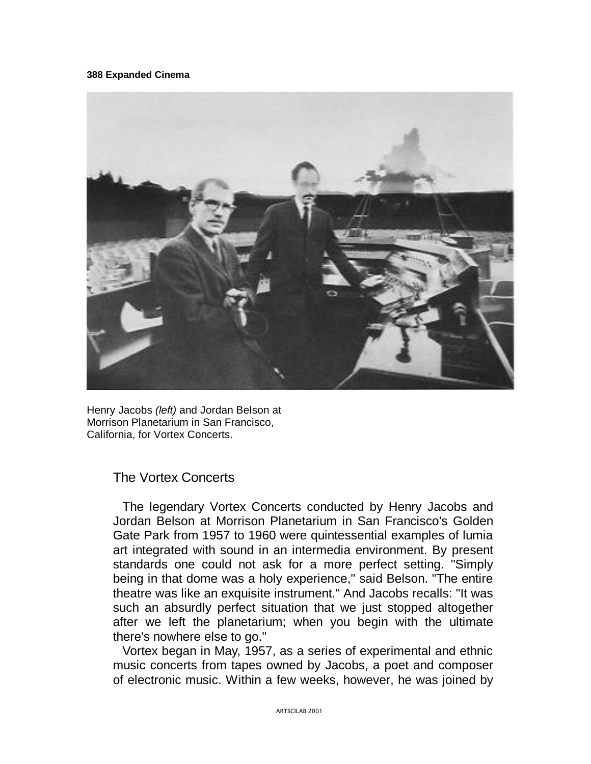Henry Jacobs *(left)* and Jordan Belson at Morrison Planetarium in San Francisco, California, for Vortex Concerts.

## The Vortex Concerts

The legendary Vortex Concerts conducted by Henry Jacobs and Jordan Belson at Morrison Planetarium in San Francisco's Golden Gate Park from 1957 to 1960 were quintessential examples of lumia art integrated with sound in an intermedia environment. By present standards one could not ask for a more perfect setting. "Simply being in that dome was a holy experience," said Belson. "The entire theatre was like an exquisite instrument." And Jacobs recalls: "It was such an absurdly perfect situation that we just stopped altogether after we left the planetarium; when you begin with the ultimate there's nowhere else to go."

Vortex began in May, 1957, as a series of experimental and ethnic music concerts from tapes owned by Jacobs, a poet and composer of electronic music. Within a few weeks, however, he was joined by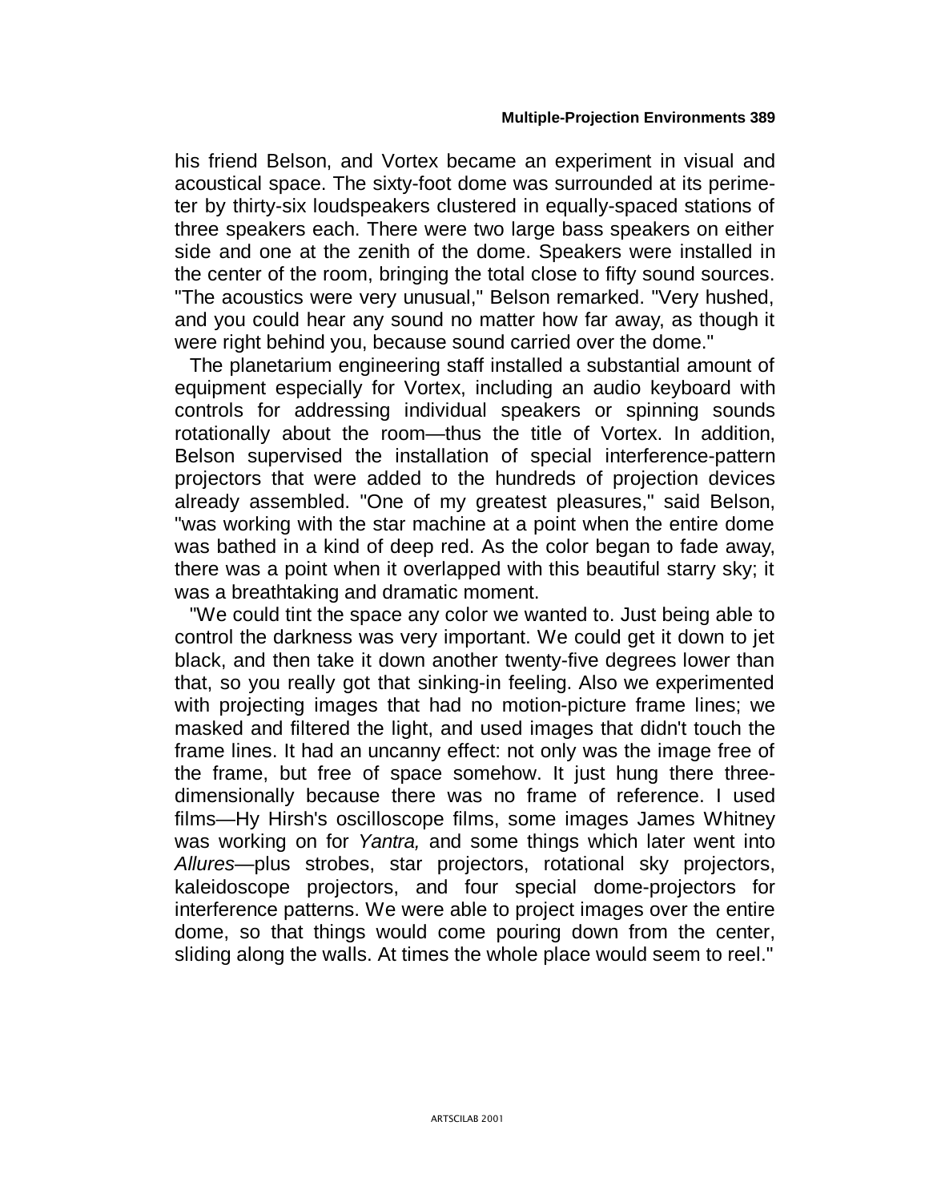his friend Belson, and Vortex became an experiment in visual and acoustical space. The sixty-foot dome was surrounded at its perimeter by thirty-six loudspeakers clustered in equally-spaced stations of three speakers each. There were two large bass speakers on either side and one at the zenith of the dome. Speakers were installed in the center of the room, bringing the total close to fifty sound sources. "The acoustics were very unusual," Belson remarked. "Very hushed, and you could hear any sound no matter how far away, as though it were right behind you, because sound carried over the dome."

The planetarium engineering staff installed a substantial amount of equipment especially for Vortex, including an audio keyboard with controls for addressing individual speakers or spinning sounds rotationally about the room—thus the title of Vortex. In addition, Belson supervised the installation of special interference-pattern projectors that were added to the hundreds of projection devices already assembled. "One of my greatest pleasures," said Belson, "was working with the star machine at a point when the entire dome was bathed in a kind of deep red. As the color began to fade away, there was a point when it overlapped with this beautiful starry sky; it was a breathtaking and dramatic moment.

"We could tint the space any color we wanted to. Just being able to control the darkness was very important. We could get it down to jet black, and then take it down another twenty-five degrees lower than that, so you really got that sinking-in feeling. Also we experimented with projecting images that had no motion-picture frame lines; we masked and filtered the light, and used images that didn't touch the frame lines. It had an uncanny effect: not only was the image free of the frame, but free of space somehow. It just hung there three-dimensionally because there was no frame of reference. I used films—Hy Hirsh's oscilloscope films, some images James Whitney was working on for *Yantra,* and some things which later went into *Allures*—plus strobes, star projectors, rotational sky projectors, kaleidoscope projectors, and four special dome-projectors for interference patterns. We were able to project images over the entire dome, so that things would come pouring down from the center, sliding along the walls. At times the whole place would seem to reel."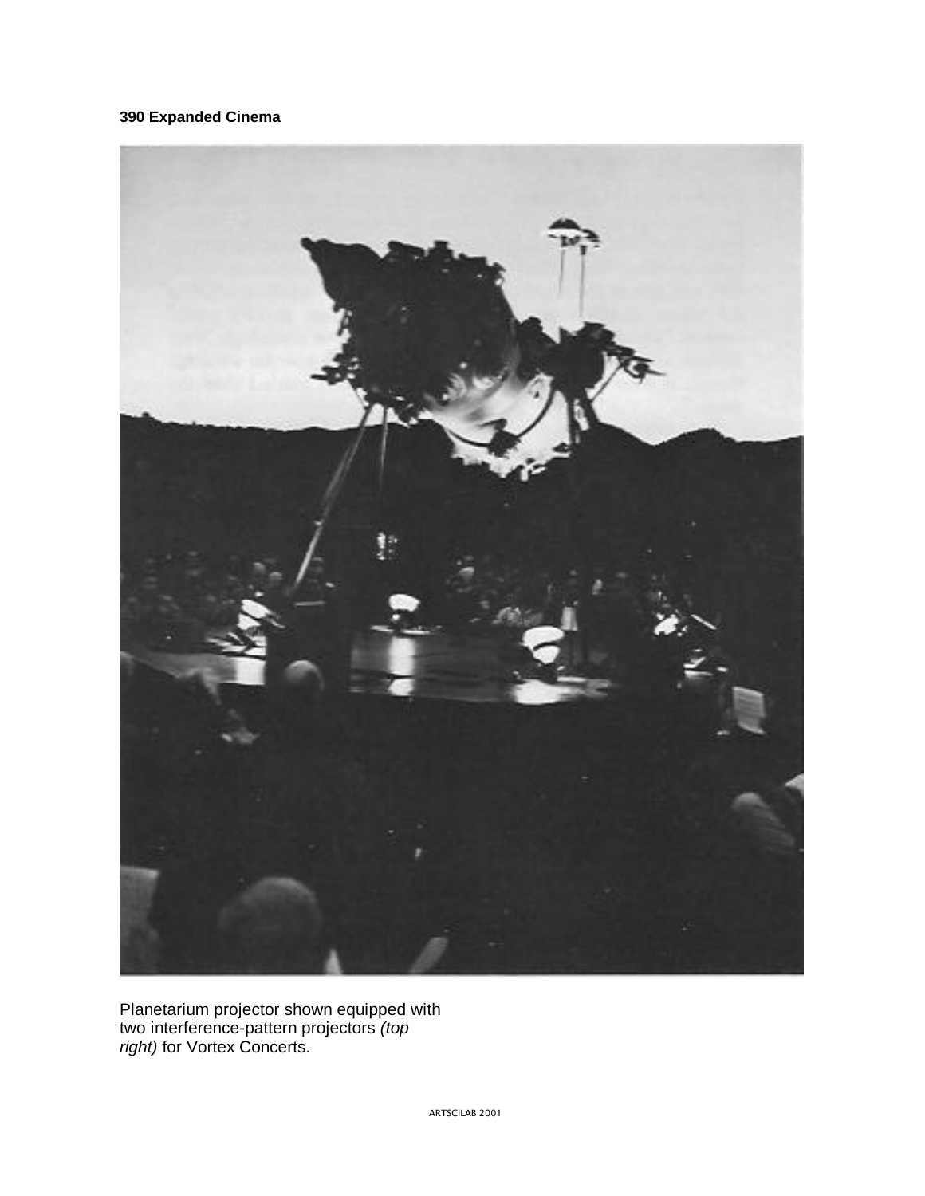Planetarium projector shown equipped with two interference-pattern projectors *(top right)* for Vortex Concerts.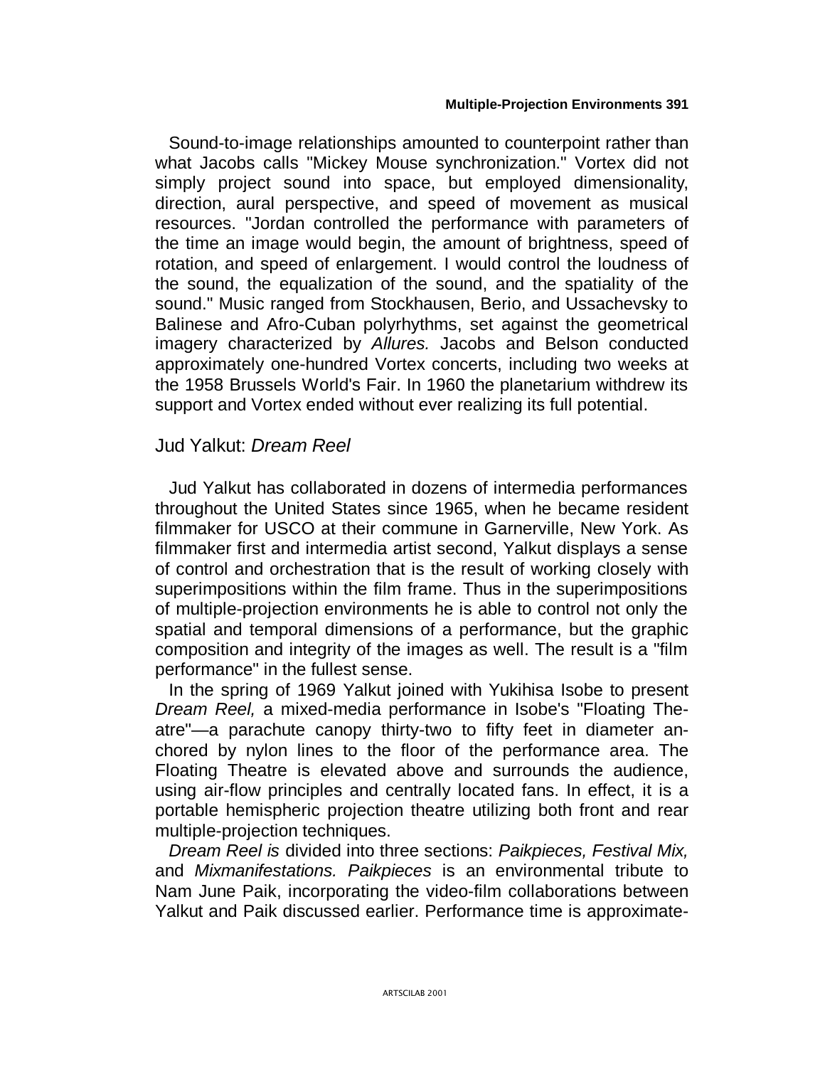Sound-to-image relationships amounted to counterpoint rather than what Jacobs calls "Mickey Mouse synchronization." Vortex did not simply project sound into space, but employed dimensionality, direction, aural perspective, and speed of movement as musical resources. "Jordan controlled the performance with parameters of the time an image would begin, the amount of brightness, speed of rotation, and speed of enlargement. I would control the loudness of the sound, the equalization of the sound, and the spatiality of the sound." Music ranged from Stockhausen, Berio, and Ussachevsky to Balinese and Afro-Cuban polyrhythms, set against the geometrical imagery characterized by *Allures.* Jacobs and Belson conducted approximately one-hundred Vortex concerts, including two weeks at the 1958 Brussels World's Fair. In 1960 the planetarium withdrew its support and Vortex ended without ever realizing its full potential.

## Jud Yalkut: *Dream Reel*

Jud Yalkut has collaborated in dozens of intermedia performances throughout the United States since 1965, when he became resident filmmaker for USCO at their commune in Garnerville, New York. As filmmaker first and intermedia artist second, Yalkut displays a sense of control and orchestration that is the result of working closely with superimpositions within the film frame. Thus in the superimpositions of multiple-projection environments he is able to control not only the spatial and temporal dimensions of a performance, but the graphic composition and integrity of the images as well. The result is a "film performance" in the fullest sense.

In the spring of 1969 Yalkut joined with Yukihisa Isobe to present *Dream Reel,* a mixed-media performance in Isobe's "Floating Theatre"—a parachute canopy thirty-two to fifty feet in diameter anchored by nylon lines to the floor of the performance area. The Floating Theatre is elevated above and surrounds the audience, using air-flow principles and centrally located fans. In effect, it is a portable hemispheric projection theatre utilizing both front and rear multiple-projection techniques.

*Dream Reel is* divided into three sections: *Paikpieces, Festival Mix,* and *Mixmanifestations. Paikpieces* is an environmental tribute to Nam June Paik, incorporating the video-film collaborations between Yalkut and Paik discussed earlier. Performance time is approximate-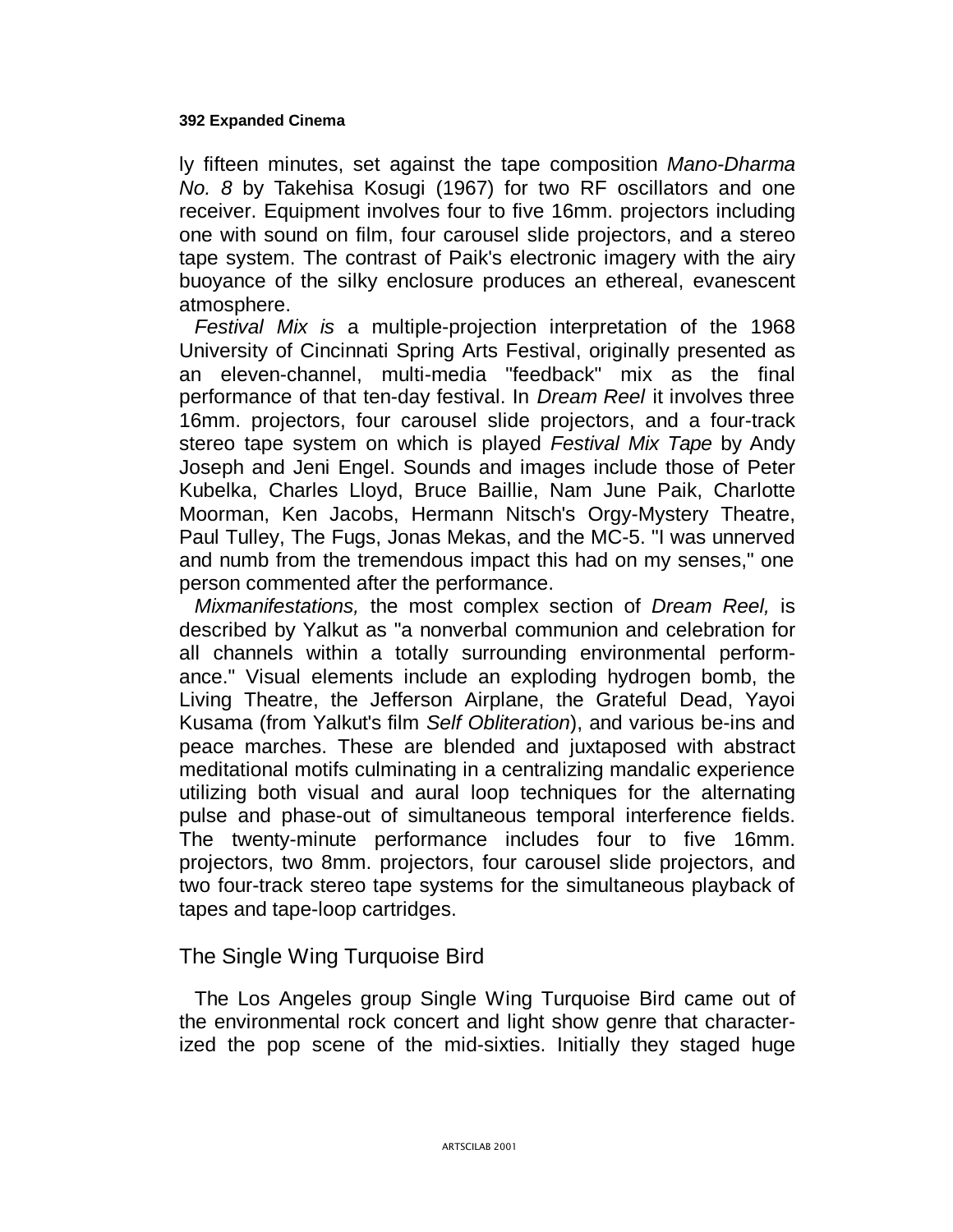ly fifteen minutes, set against the tape composition *Mano-Dharma No. 8* by Takehisa Kosugi (1967) for two RF oscillators and one receiver. Equipment involves four to five 16mm. projectors including one with sound on film, four carousel slide projectors, and a stereo tape system. The contrast of Paik's electronic imagery with the airy buoyance of the silky enclosure produces an ethereal, evanescent atmosphere.

*Festival Mix is* a multiple-projection interpretation of the 1968 University of Cincinnati Spring Arts Festival, originally presented as an eleven-channel, multi-media "feedback" mix as the final performance of that ten-day festival. In *Dream Reel* it involves three 16mm. projectors, four carousel slide projectors, and a four-track stereo tape system on which is played *Festival Mix Tape* by Andy Joseph and Jeni Engel. Sounds and images include those of Peter Kubelka, Charles Lloyd, Bruce Baillie, Nam June Paik, Charlotte Moorman, Ken Jacobs, Hermann Nitsch's Orgy-Mystery Theatre, Paul Tulley, The Fugs, Jonas Mekas, and the MC-5. "I was unnerved and numb from the tremendous impact this had on my senses," one person commented after the performance.

*Mixmanifestations,* the most complex section of *Dream Reel,* is described by Yalkut as "a nonverbal communion and celebration for all channels within a totally surrounding environmental performance." Visual elements include an exploding hydrogen bomb, the Living Theatre, the Jefferson Airplane, the Grateful Dead, Yayoi Kusama (from Yalkut's film *Self Obliteration*), and various be-ins and peace marches. These are blended and juxtaposed with abstract meditational motifs culminating in a centralizing mandalic experience utilizing both visual and aural loop techniques for the alternating pulse and phase-out of simultaneous temporal interference fields. The twenty-minute performance includes four to five 16mm. projectors, two 8mm. projectors, four carousel slide projectors, and two four-track stereo tape systems for the simultaneous playback of tapes and tape-loop cartridges.

## The Single Wing Turquoise Bird

The Los Angeles group Single Wing Turquoise Bird came out of the environmental rock concert and light show genre that characterized the pop scene of the mid-sixties. Initially they staged huge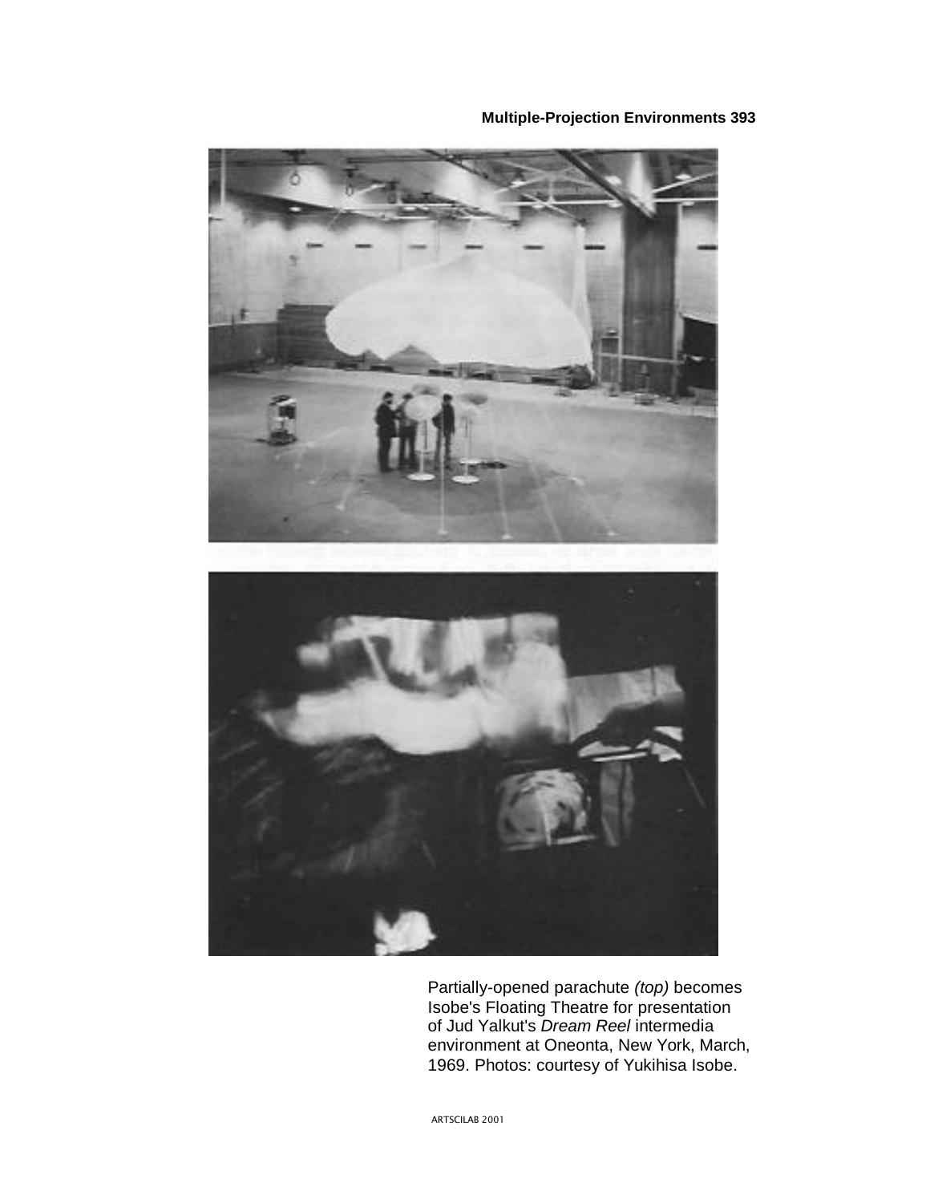Partially-opened parachute *(top)* becomes Isobe's Floating Theatre for presentation of Jud Yalkut's *Dream Reel* intermedia environment at Oneonta, New York, March, 1969. Photos: courtesy of Yukihisa Isobe.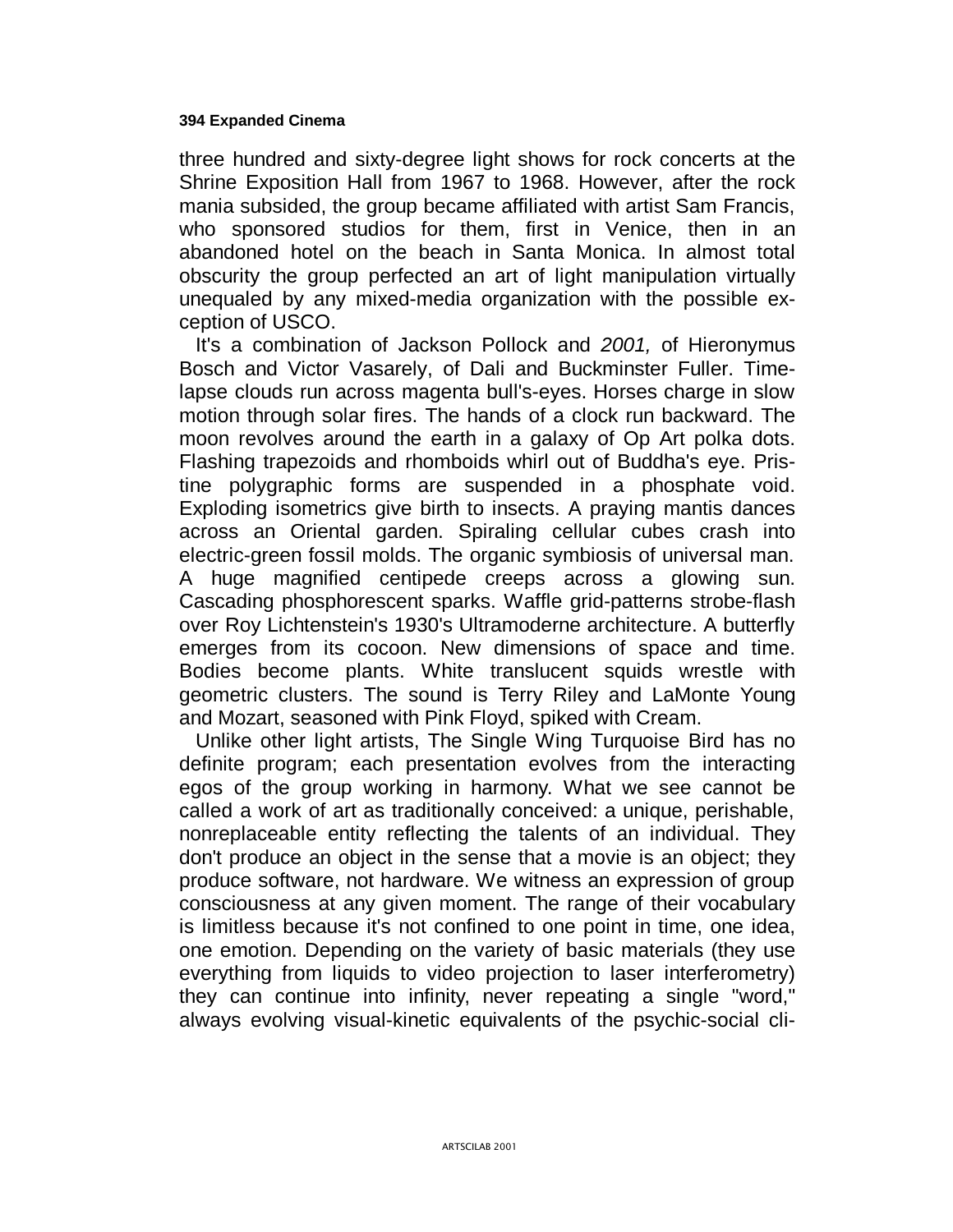three hundred and sixty-degree light shows for rock concerts at the Shrine Exposition Hall from 1967 to 1968. However, after the rock mania subsided, the group became affiliated with artist Sam Francis, who sponsored studios for them, first in Venice, then in an abandoned hotel on the beach in Santa Monica. In almost total obscurity the group perfected an art of light manipulation virtually unequaled by any mixed-media organization with the possible exception of USCO.

It's a combination of Jackson Pollock and *2001,* of Hieronymus Bosch and Victor Vasarely, of Dali and Buckminster Fuller. Time-lapse clouds run across magenta bull's-eyes. Horses charge in slow motion through solar fires. The hands of a clock run backward. The moon revolves around the earth in a galaxy of Op Art polka dots. Flashing trapezoids and rhomboids whirl out of Buddha's eye. Pristine polygraphic forms are suspended in a phosphate void. Exploding isometrics give birth to insects. A praying mantis dances across an Oriental garden. Spiraling cellular cubes crash into electric-green fossil molds. The organic symbiosis of universal man. A huge magnified centipede creeps across a glowing sun. Cascading phosphorescent sparks. Waffle grid-patterns strobe-flash over Roy Lichtenstein's 1930's Ultramoderne architecture. A butterfly emerges from its cocoon. New dimensions of space and time. Bodies become plants. White translucent squids wrestle with geometric clusters. The sound is Terry Riley and LaMonte Young and Mozart, seasoned with Pink Floyd, spiked with Cream.

Unlike other light artists, The Single Wing Turquoise Bird has no definite program; each presentation evolves from the interacting egos of the group working in harmony. What we see cannot be called a work of art as traditionally conceived: a unique, perishable, nonreplaceable entity reflecting the talents of an individual. They don't produce an object in the sense that a movie is an object; they produce software, not hardware. We witness an expression of group consciousness at any given moment. The range of their vocabulary is limitless because it's not confined to one point in time, one idea, one emotion. Depending on the variety of basic materials (they use everything from liquids to video projection to laser interferometry) they can continue into infinity, never repeating a single "word," always evolving visual-kinetic equivalents of the psychic-social cli-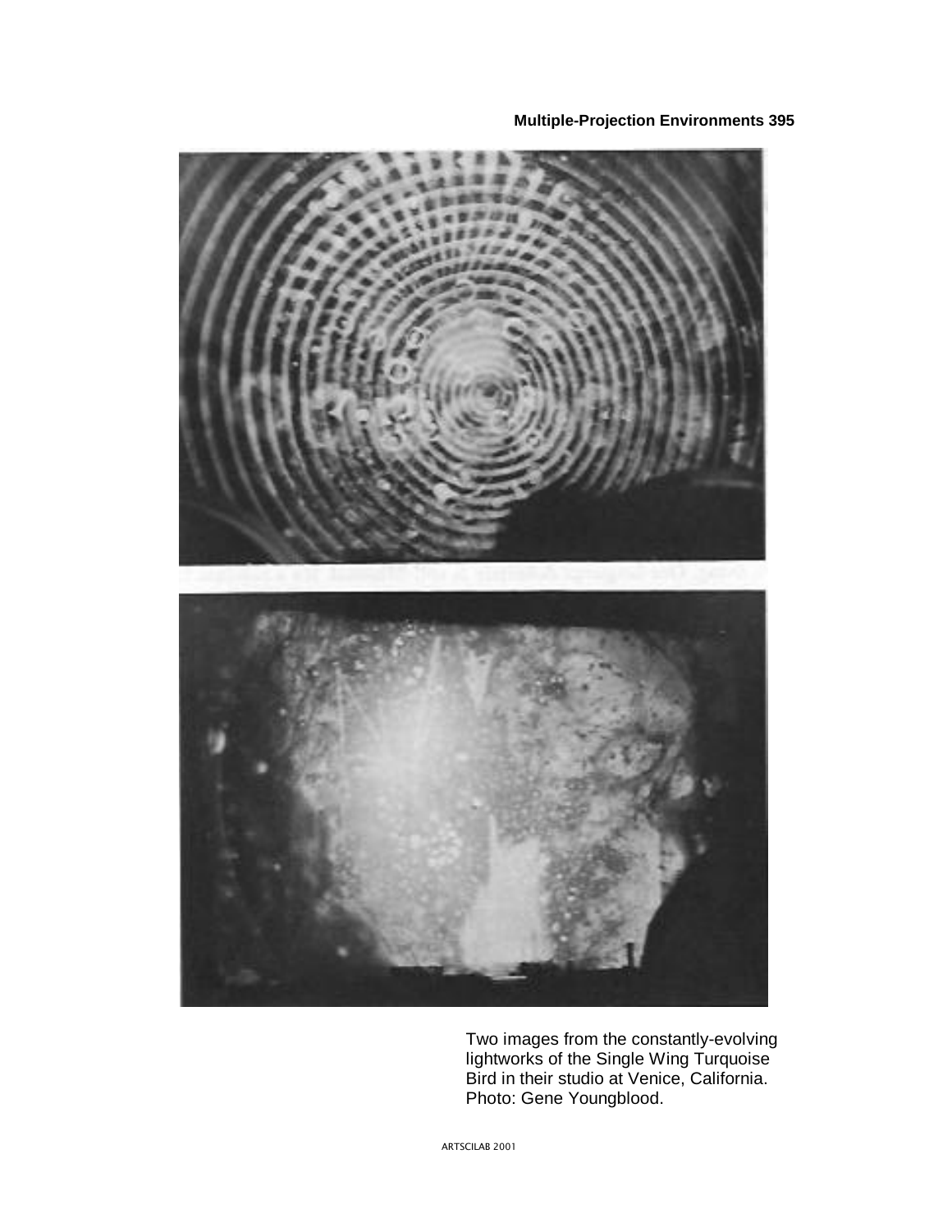Two images from the constantly-evolving lightworks of the Single Wing Turquoise Bird in their studio at Venice, California. Photo: Gene Youngblood.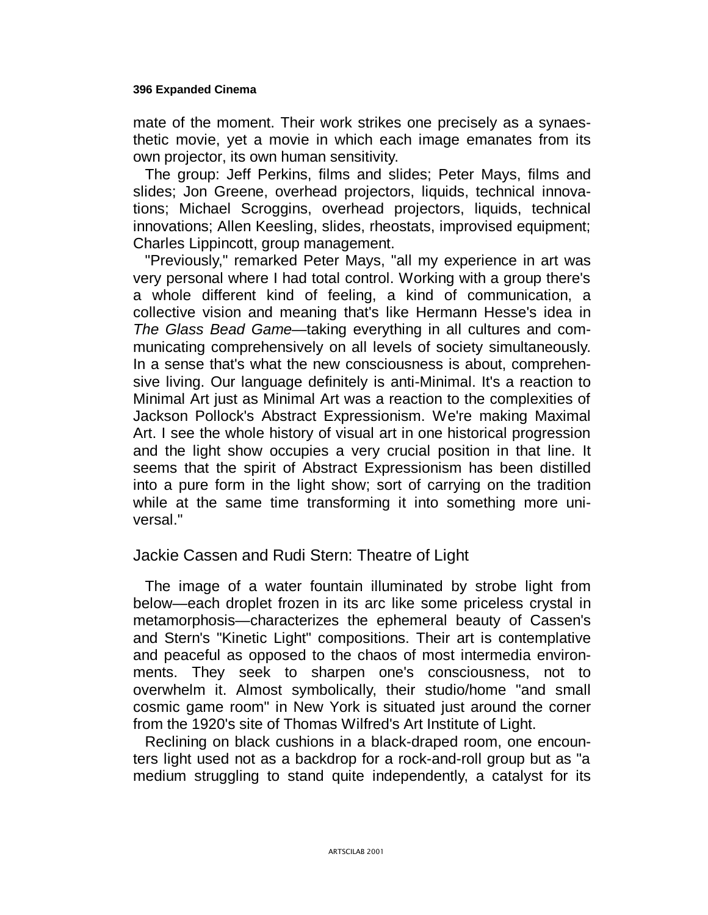mate of the moment. Their work strikes one precisely as a synaesthetic movie, yet a movie in which each image emanates from its own projector, its own human sensitivity.

The group: Jeff Perkins, films and slides; Peter Mays, films and slides; Jon Greene, overhead projectors, liquids, technical innovations; Michael Scroggins, overhead projectors, liquids, technical innovations; Allen Keesling, slides, rheostats, improvised equipment; Charles Lippincott, group management.

"Previously," remarked Peter Mays, "all my experience in art was very personal where I had total control. Working with a group there's a whole different kind of feeling, a kind of communication, a collective vision and meaning that's like Hermann Hesse's idea in *The Glass Bead Game*—taking everything in all cultures and communicating comprehensively on all levels of society simultaneously. In a sense that's what the new consciousness is about, comprehensive living. Our language definitely is anti-Minimal. It's a reaction to Minimal Art just as Minimal Art was a reaction to the complexities of Jackson Pollock's Abstract Expressionism. We're making Maximal Art. I see the whole history of visual art in one historical progression and the light show occupies a very crucial position in that line. It seems that the spirit of Abstract Expressionism has been distilled into a pure form in the light show; sort of carrying on the tradition while at the same time transforming it into something more universal."

## Jackie Cassen and Rudi Stern: Theatre of Light

The image of a water fountain illuminated by strobe light from below—each droplet frozen in its arc like some priceless crystal in metamorphosis—characterizes the ephemeral beauty of Cassen's and Stern's "Kinetic Light" compositions. Their art is contemplative and peaceful as opposed to the chaos of most intermedia environments. They seek to sharpen one's consciousness, not to overwhelm it. Almost symbolically, their studio/home "and small cosmic game room" in New York is situated just around the corner from the 1920's site of Thomas Wilfred's Art Institute of Light.

Reclining on black cushions in a black-draped room, one encounters light used not as a backdrop for a rock-and-roll group but as "a medium struggling to stand quite independently, a catalyst for its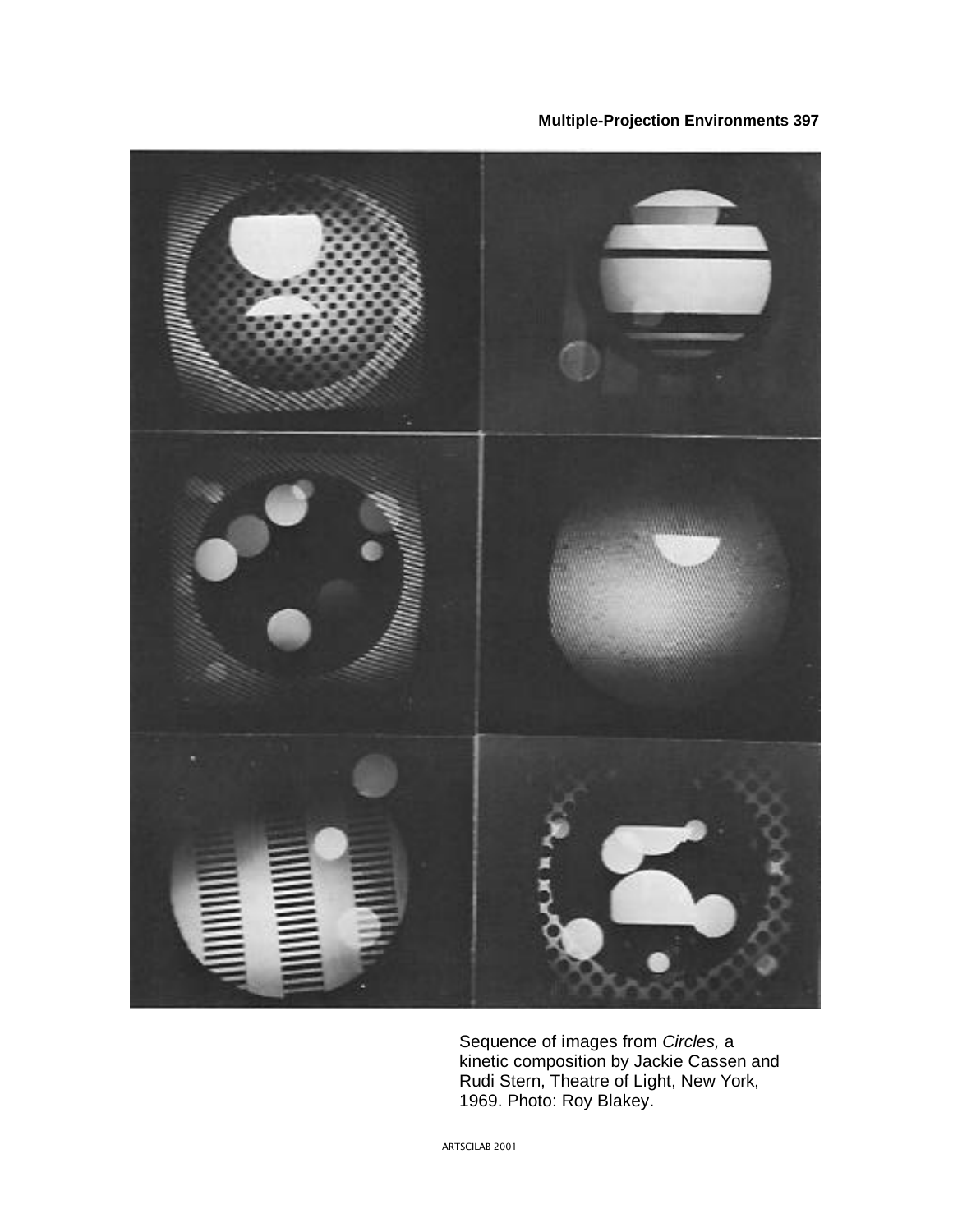Sequence of images from *Circles,* a kinetic composition by Jackie Cassen and Rudi Stern, Theatre of Light, New York, 1969. Photo: Roy Blakey.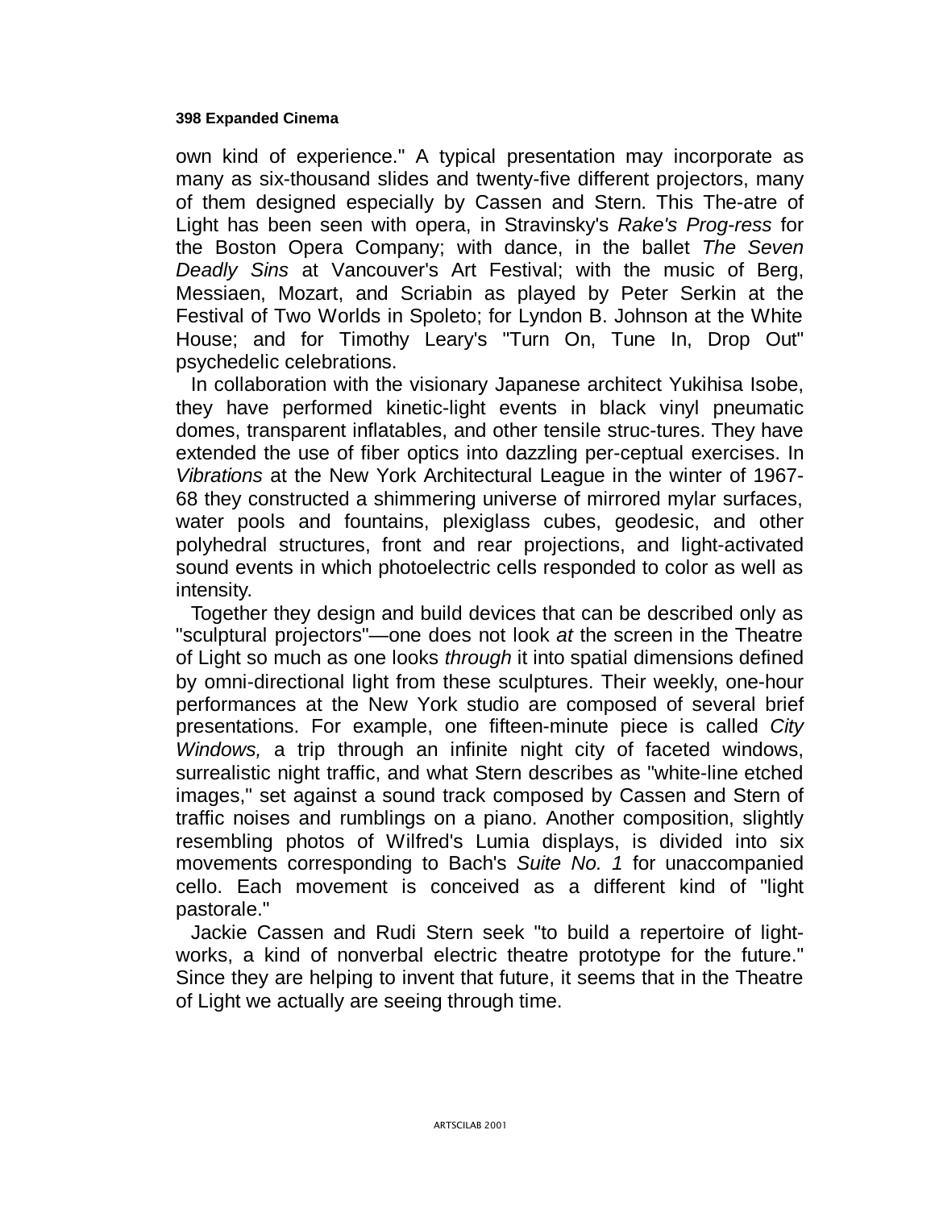own kind of experience." A typical presentation may incorporate as many as six-thousand slides and twenty-five different projectors, many of them designed especially by Cassen and Stern. This The-atre of Light has been seen with opera, in Stravinsky's *Rake's Prog-ress* for the Boston Opera Company; with dance, in the ballet *The Seven Deadly Sins* at Vancouver's Art Festival; with the music of Berg, Messiaen, Mozart, and Scriabin as played by Peter Serkin at the Festival of Two Worlds in Spoleto; for Lyndon B. Johnson at the White House; and for Timothy Leary's "Turn On, Tune In, Drop Out" psychedelic celebrations.

In collaboration with the visionary Japanese architect Yukihisa Isobe, they have performed kinetic-light events in black vinyl pneumatic domes, transparent inflatables, and other tensile struc-tures. They have extended the use of fiber optics into dazzling per-ceptual exercises. In *Vibrations* at the New York Architectural League in the winter of 1967-68 they constructed a shimmering universe of mirrored mylar surfaces, water pools and fountains, plexiglass cubes, geodesic, and other polyhedral structures, front and rear projections, and light-activated sound events in which photoelectric cells responded to color as well as intensity.

Together they design and build devices that can be described only as "sculptural projectors"—one does not look *at* the screen in the Theatre of Light so much as one looks *through* it into spatial dimensions defined by omni-directional light from these sculptures. Their weekly, one-hour performances at the New York studio are composed of several brief presentations. For example, one fifteen-minute piece is called *City Windows,* a trip through an infinite night city of faceted windows, surrealistic night traffic, and what Stern describes as "white-line etched images," set against a sound track composed by Cassen and Stern of traffic noises and rumblings on a piano. Another composition, slightly resembling photos of Wilfred's Lumia displays, is divided into six movements corresponding to Bach's *Suite No. 1* for unaccompanied cello. Each movement is conceived as a different kind of "light pastorale."

Jackie Cassen and Rudi Stern seek "to build a repertoire of light-works, a kind of nonverbal electric theatre prototype for the future." Since they are helping to invent that future, it seems that in the Theatre of Light we actually are seeing through time.